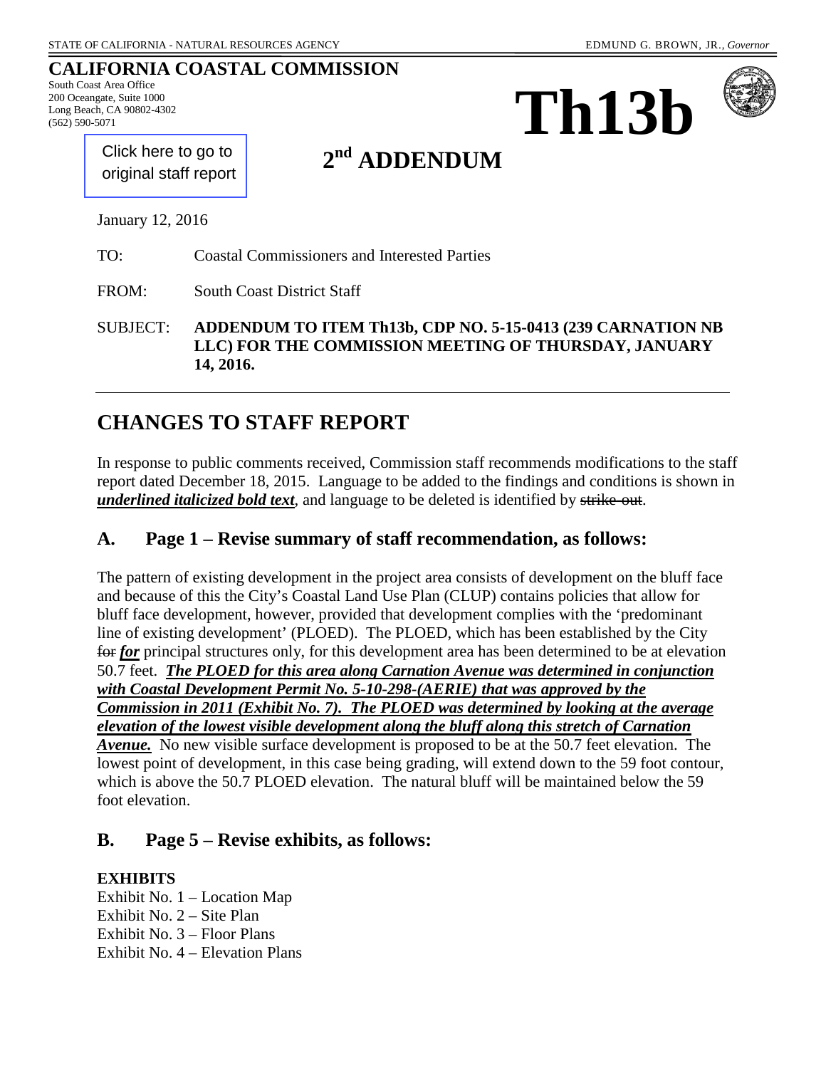STATE OF CALIFORNIA - NATURAL RESOURCES AGENCY EDMUND G. BROWN, JR., *Governor*

**CALIFORNIA COASTAL COMMISSION**

South Coast Area Office
200 Oceangate, Suite 1000
Long Beach, CA 90802-4302
(562) 590-5071

# Th13b

Click here to go to original staff report

## 2nd ADDENDUM

January 12, 2016

TO: Coastal Commissioners and Interested Parties

FROM: South Coast District Staff

SUBJECT: **ADDENDUM TO ITEM Th13b, CDP NO. 5-15-0413 (239 CARNATION NB LLC) FOR THE COMMISSION MEETING OF THURSDAY, JANUARY 14, 2016.**

---

# CHANGES TO STAFF REPORT

In response to public comments received, Commission staff recommends modifications to the staff report dated December 18, 2015. Language to be added to the findings and conditions is shown in ***underlined italicized bold text***, and language to be deleted is identified by ~~strike-out~~.

## A. Page 1 – Revise summary of staff recommendation, as follows:

The pattern of existing development in the project area consists of development on the bluff face and because of this the City's Coastal Land Use Plan (CLUP) contains policies that allow for bluff face development, however, provided that development complies with the 'predominant line of existing development' (PLOED). The PLOED, which has been established by the City ~~for~~ ***for*** principal structures only, for this development area has been determined to be at elevation 50.7 feet. ***The PLOED for this area along Carnation Avenue was determined in conjunction with Coastal Development Permit No. 5-10-298-(AERIE) that was approved by the Commission in 2011 (Exhibit No. 7). The PLOED was determined by looking at the average elevation of the lowest visible development along the bluff along this stretch of Carnation Avenue.*** No new visible surface development is proposed to be at the 50.7 feet elevation. The lowest point of development, in this case being grading, will extend down to the 59 foot contour, which is above the 50.7 PLOED elevation. The natural bluff will be maintained below the 59 foot elevation.

## B. Page 5 – Revise exhibits, as follows:

**EXHIBITS**

Exhibit No. 1 – Location Map
Exhibit No. 2 – Site Plan
Exhibit No. 3 – Floor Plans
Exhibit No. 4 – Elevation Plans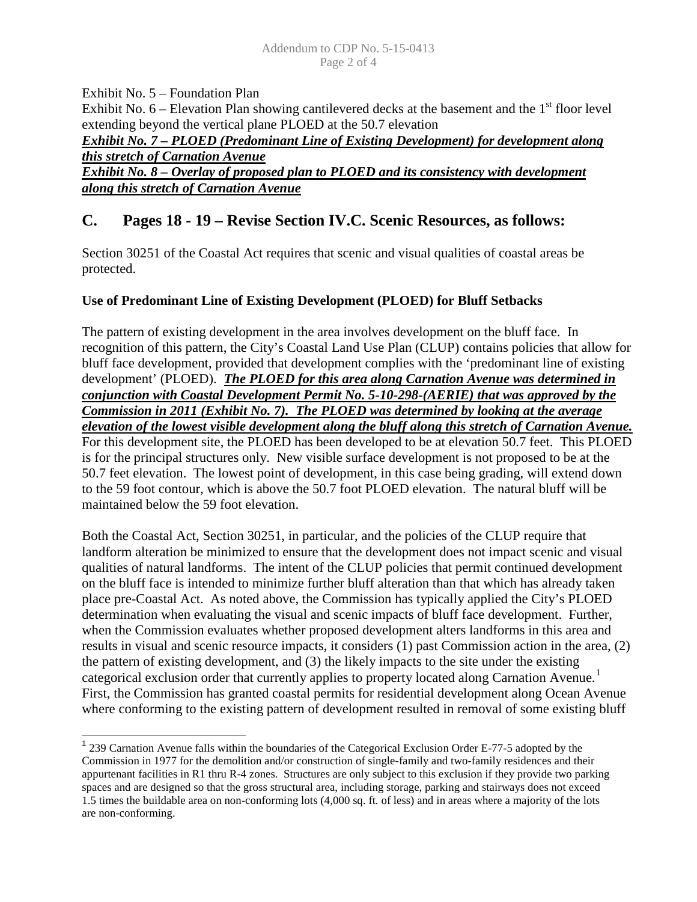Exhibit No. 5 – Foundation Plan

Exhibit No. 6 – Elevation Plan showing cantilevered decks at the basement and the 1st floor level extending beyond the vertical plane PLOED at the 50.7 elevation

***Exhibit No. 7 – PLOED (Predominant Line of Existing Development) for development along this stretch of Carnation Avenue***

***Exhibit No. 8 – Overlay of proposed plan to PLOED and its consistency with development along this stretch of Carnation Avenue***

## C. Pages 18 - 19 – Revise Section IV.C. Scenic Resources, as follows:

Section 30251 of the Coastal Act requires that scenic and visual qualities of coastal areas be protected.

**Use of Predominant Line of Existing Development (PLOED) for Bluff Setbacks**

The pattern of existing development in the area involves development on the bluff face. In recognition of this pattern, the City's Coastal Land Use Plan (CLUP) contains policies that allow for bluff face development, provided that development complies with the 'predominant line of existing development' (PLOED). ***The PLOED for this area along Carnation Avenue was determined in conjunction with Coastal Development Permit No. 5-10-298-(AERIE) that was approved by the Commission in 2011 (Exhibit No. 7). The PLOED was determined by looking at the average elevation of the lowest visible development along the bluff along this stretch of Carnation Avenue.*** For this development site, the PLOED has been developed to be at elevation 50.7 feet. This PLOED is for the principal structures only. New visible surface development is not proposed to be at the 50.7 feet elevation. The lowest point of development, in this case being grading, will extend down to the 59 foot contour, which is above the 50.7 foot PLOED elevation. The natural bluff will be maintained below the 59 foot elevation.

Both the Coastal Act, Section 30251, in particular, and the policies of the CLUP require that landform alteration be minimized to ensure that the development does not impact scenic and visual qualities of natural landforms. The intent of the CLUP policies that permit continued development on the bluff face is intended to minimize further bluff alteration than that which has already taken place pre-Coastal Act. As noted above, the Commission has typically applied the City's PLOED determination when evaluating the visual and scenic impacts of bluff face development. Further, when the Commission evaluates whether proposed development alters landforms in this area and results in visual and scenic resource impacts, it considers (1) past Commission action in the area, (2) the pattern of existing development, and (3) the likely impacts to the site under the existing categorical exclusion order that currently applies to property located along Carnation Avenue.[1] First, the Commission has granted coastal permits for residential development along Ocean Avenue where conforming to the existing pattern of development resulted in removal of some existing bluff

[1] 239 Carnation Avenue falls within the boundaries of the Categorical Exclusion Order E-77-5 adopted by the Commission in 1977 for the demolition and/or construction of single-family and two-family residences and their appurtenant facilities in R1 thru R-4 zones. Structures are only subject to this exclusion if they provide two parking spaces and are designed so that the gross structural area, including storage, parking and stairways does not exceed 1.5 times the buildable area on non-conforming lots (4,000 sq. ft. of less) and in areas where a majority of the lots are non-conforming.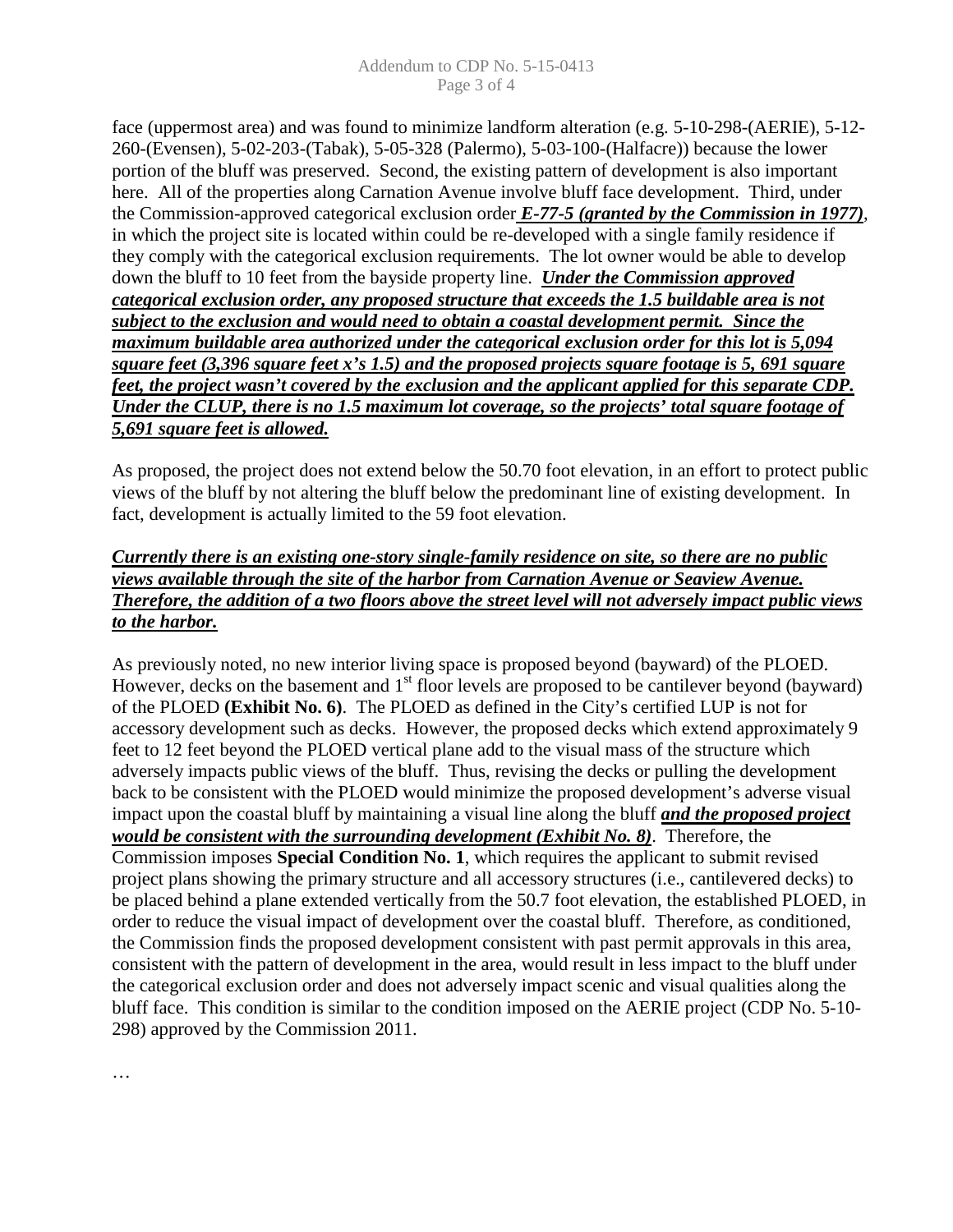face (uppermost area) and was found to minimize landform alteration (e.g. 5-10-298-(AERIE), 5-12-260-(Evensen), 5-02-203-(Tabak), 5-05-328 (Palermo), 5-03-100-(Halfacre)) because the lower portion of the bluff was preserved. Second, the existing pattern of development is also important here. All of the properties along Carnation Avenue involve bluff face development. Third, under the Commission-approved categorical exclusion order ***E-77-5 (granted by the Commission in 1977)***, in which the project site is located within could be re-developed with a single family residence if they comply with the categorical exclusion requirements. The lot owner would be able to develop down the bluff to 10 feet from the bayside property line. ***Under the Commission approved categorical exclusion order, any proposed structure that exceeds the 1.5 buildable area is not subject to the exclusion and would need to obtain a coastal development permit. Since the maximum buildable area authorized under the categorical exclusion order for this lot is 5,094 square feet (3,396 square feet x's 1.5) and the proposed projects square footage is 5, 691 square feet, the project wasn't covered by the exclusion and the applicant applied for this separate CDP. Under the CLUP, there is no 1.5 maximum lot coverage, so the projects' total square footage of 5,691 square feet is allowed.***

As proposed, the project does not extend below the 50.70 foot elevation, in an effort to protect public views of the bluff by not altering the bluff below the predominant line of existing development. In fact, development is actually limited to the 59 foot elevation.

***Currently there is an existing one-story single-family residence on site, so there are no public views available through the site of the harbor from Carnation Avenue or Seaview Avenue. Therefore, the addition of a two floors above the street level will not adversely impact public views to the harbor.***

As previously noted, no new interior living space is proposed beyond (bayward) of the PLOED. However, decks on the basement and 1st floor levels are proposed to be cantilever beyond (bayward) of the PLOED **(Exhibit No. 6)**. The PLOED as defined in the City's certified LUP is not for accessory development such as decks. However, the proposed decks which extend approximately 9 feet to 12 feet beyond the PLOED vertical plane add to the visual mass of the structure which adversely impacts public views of the bluff. Thus, revising the decks or pulling the development back to be consistent with the PLOED would minimize the proposed development's adverse visual impact upon the coastal bluff by maintaining a visual line along the bluff ***and the proposed project would be consistent with the surrounding development (Exhibit No. 8)***. Therefore, the Commission imposes **Special Condition No. 1**, which requires the applicant to submit revised project plans showing the primary structure and all accessory structures (i.e., cantilevered decks) to be placed behind a plane extended vertically from the 50.7 foot elevation, the established PLOED, in order to reduce the visual impact of development over the coastal bluff. Therefore, as conditioned, the Commission finds the proposed development consistent with past permit approvals in this area, consistent with the pattern of development in the area, would result in less impact to the bluff under the categorical exclusion order and does not adversely impact scenic and visual qualities along the bluff face. This condition is similar to the condition imposed on the AERIE project (CDP No. 5-10-298) approved by the Commission 2011.

…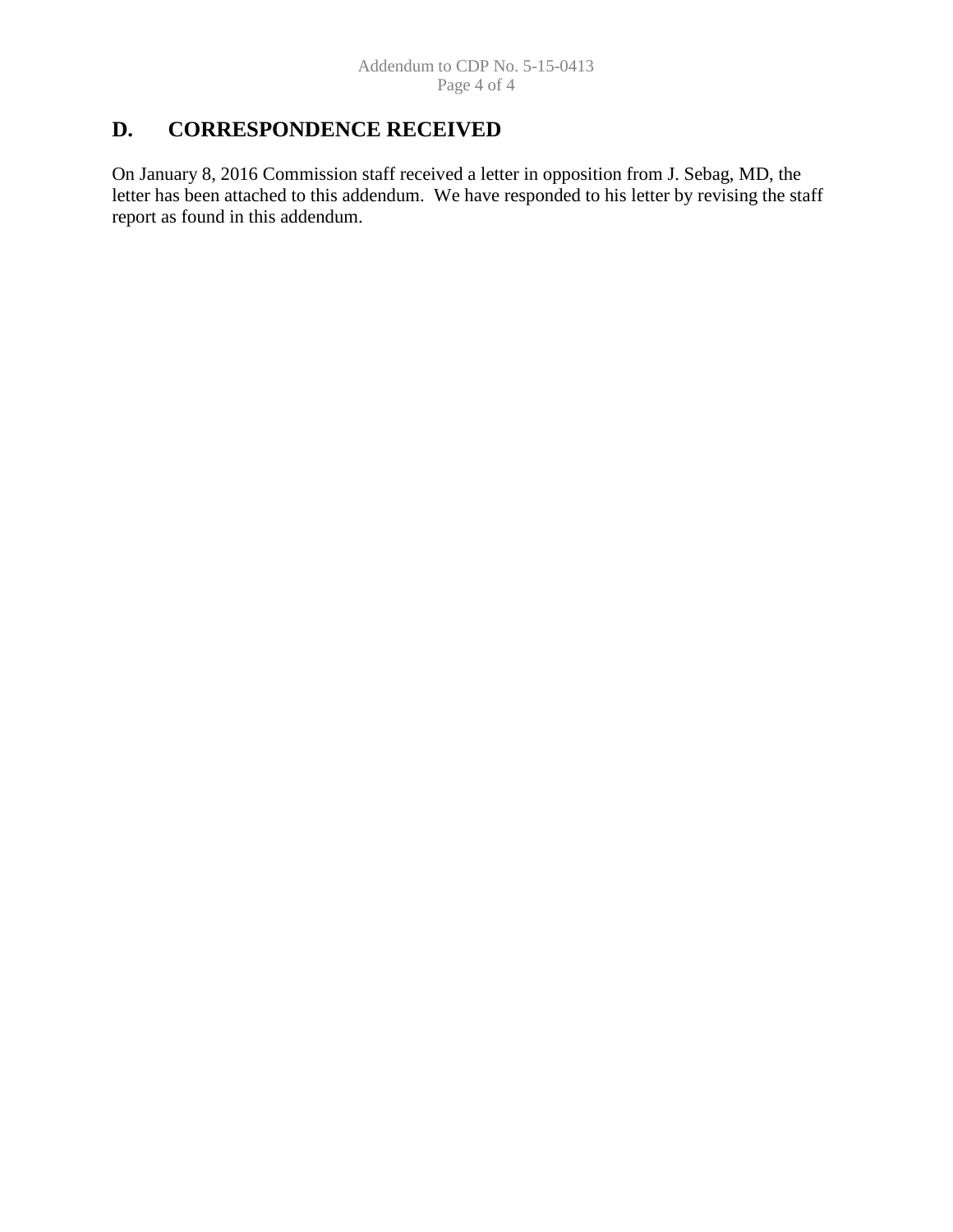## D. CORRESPONDENCE RECEIVED

On January 8, 2016 Commission staff received a letter in opposition from J. Sebag, MD, the letter has been attached to this addendum. We have responded to his letter by revising the staff report as found in this addendum.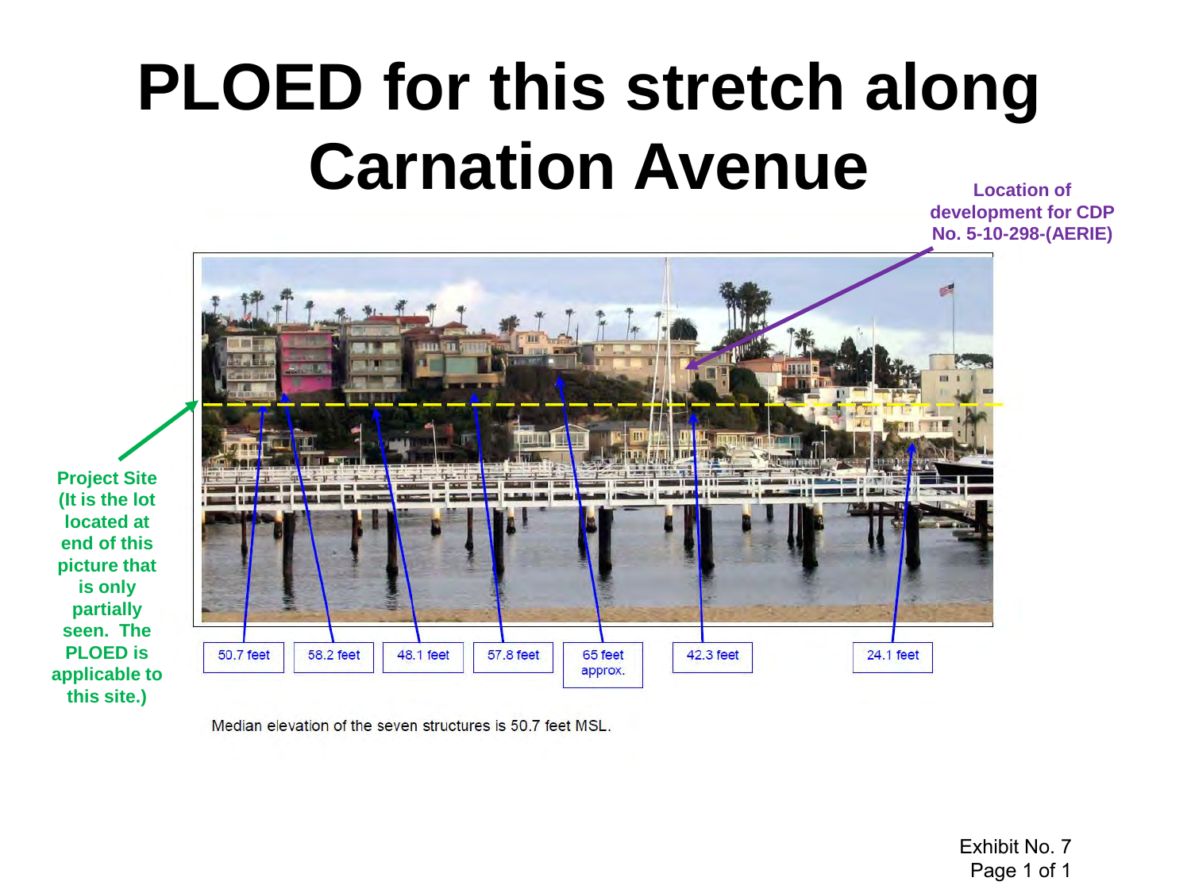# PLOED for this stretch along Carnation Avenue

Location of development for CDP No. 5-10-298-(AERIE)

Project Site (It is the lot located at end of this picture that is only partially seen. The PLOED is applicable to this site.)

50.7 feet

58.2 feet

48.1 feet

57.8 feet

65 feet approx.

42.3 feet

24.1 feet

Median elevation of the seven structures is 50.7 feet MSL.

Exhibit No. 7
Page 1 of 1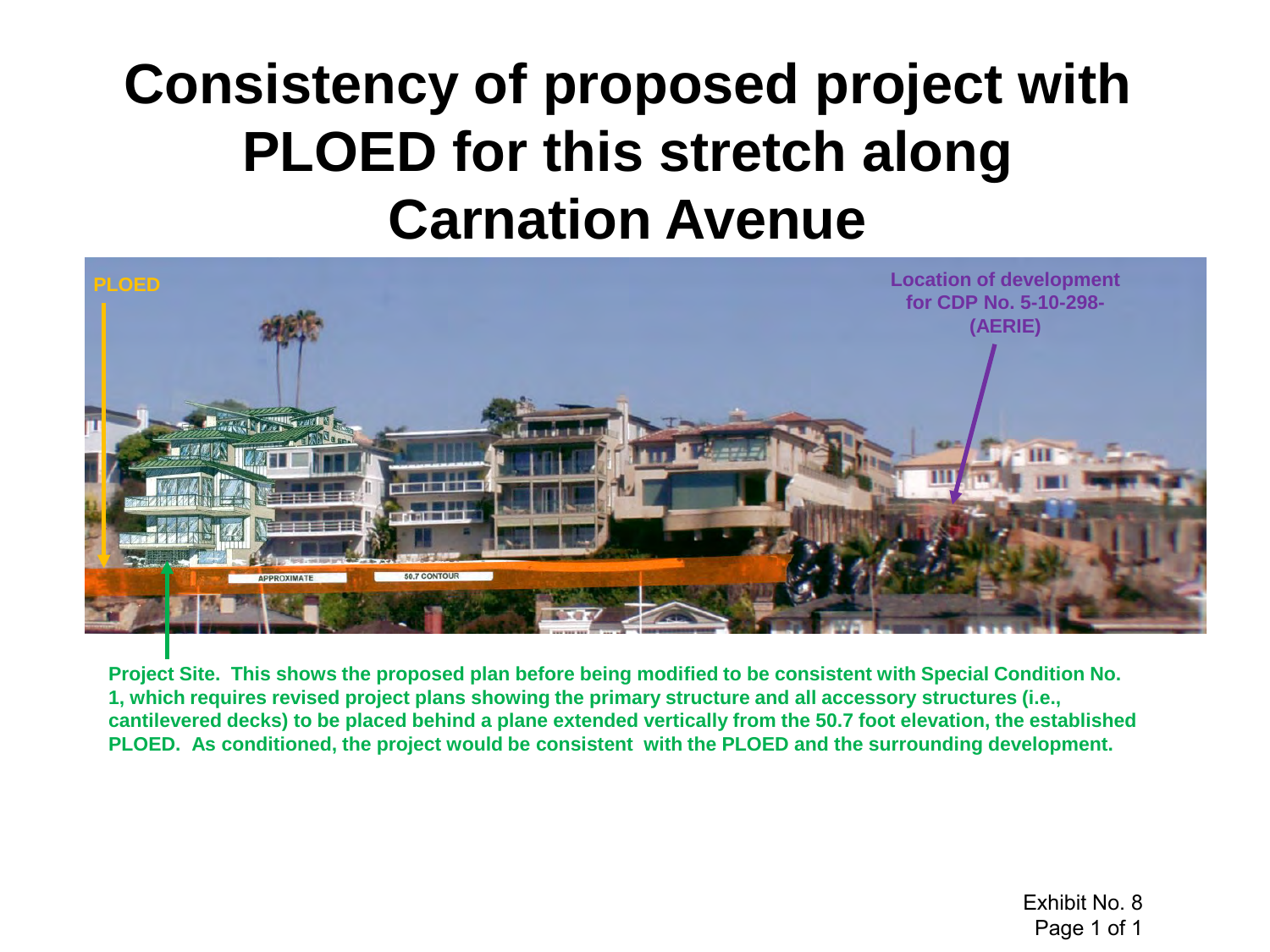# Consistency of proposed project with PLOED for this stretch along Carnation Avenue

PLOED

Location of development for CDP No. 5-10-298-(AERIE)

APPROXIMATE 50.7 CONTOUR

**Project Site. This shows the proposed plan before being modified to be consistent with Special Condition No. 1, which requires revised project plans showing the primary structure and all accessory structures (i.e., cantilevered decks) to be placed behind a plane extended vertically from the 50.7 foot elevation, the established PLOED. As conditioned, the project would be consistent with the PLOED and the surrounding development.**

Exhibit No. 8
Page 1 of 1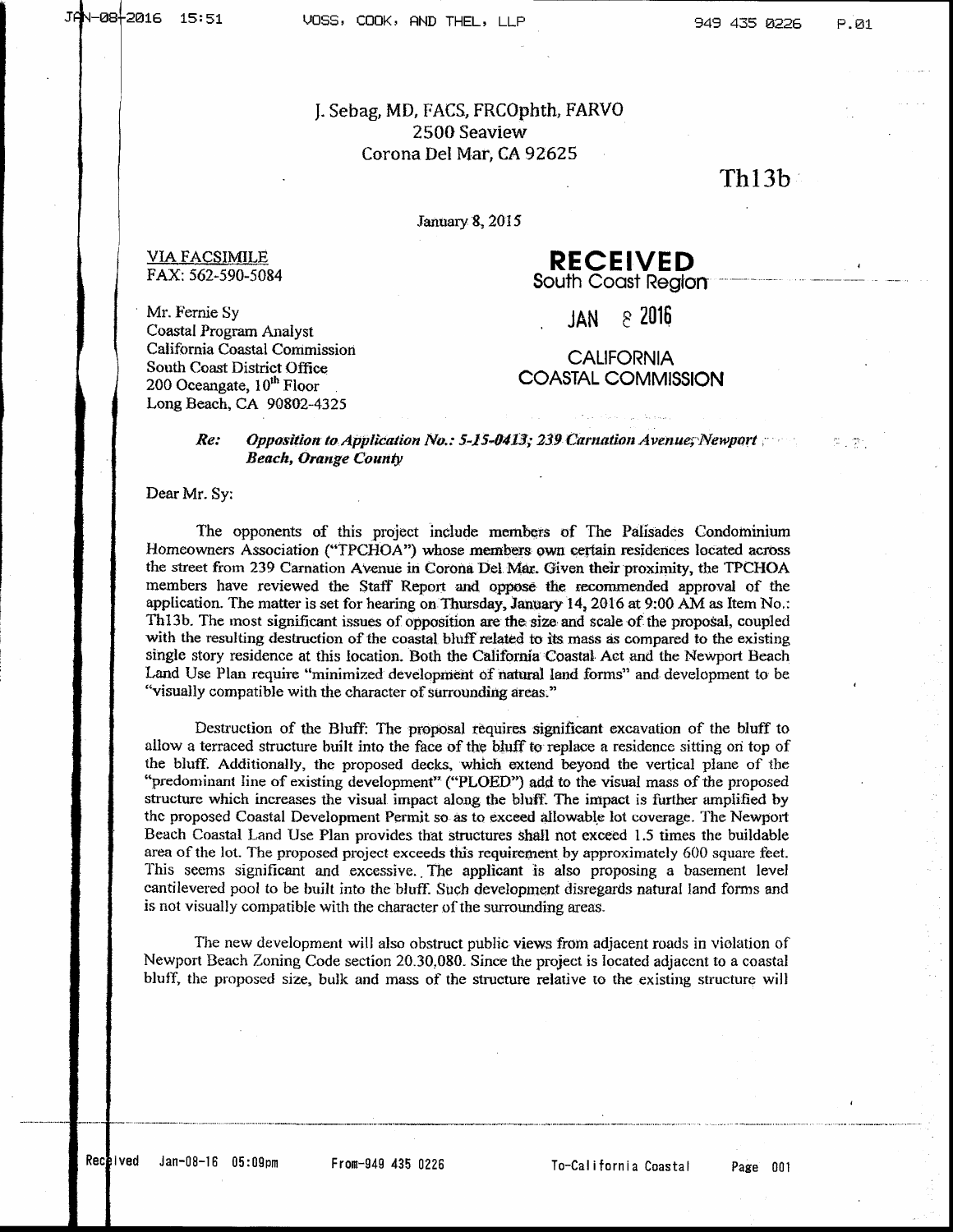J. Sebag, MD, FACS, FRCOphth, FARVO
2500 Seaview
Corona Del Mar, CA 92625

Th13b

January 8, 2015

RECEIVED
South Coast Region

JAN 8 2016

CALIFORNIA
COASTAL COMMISSION

VIA FACSIMILE
FAX: 562-590-5084

Mr. Fernie Sy
Coastal Program Analyst
California Coastal Commission
South Coast District Office
200 Oceangate, 10[th] Floor
Long Beach, CA 90802-4325

**Re:** ***Opposition to Application No.: 5-15-0413; 239 Carnation Avenue, Newport Beach, Orange County***

Dear Mr. Sy:

The opponents of this project include members of The Palisades Condominium Homeowners Association ("TPCHOA") whose members own certain residences located across the street from 239 Carnation Avenue in Corona Del Mar. Given their proximity, the TPCHOA members have reviewed the Staff Report and oppose the recommended approval of the application. The matter is set for hearing on Thursday, January 14, 2016 at 9:00 AM as Item No.: Th13b. The most significant issues of opposition are the size and scale of the proposal, coupled with the resulting destruction of the coastal bluff related to its mass as compared to the existing single story residence at this location. Both the California Coastal Act and the Newport Beach Land Use Plan require "minimized development of natural land forms" and development to be "visually compatible with the character of surrounding areas."

Destruction of the Bluff: The proposal requires significant excavation of the bluff to allow a terraced structure built into the face of the bluff to replace a residence sitting on top of the bluff. Additionally, the proposed decks, which extend beyond the vertical plane of the "predominant line of existing development" ("PLOED") add to the visual mass of the proposed structure which increases the visual impact along the bluff. The impact is further amplified by the proposed Coastal Development Permit so as to exceed allowable lot coverage. The Newport Beach Coastal Land Use Plan provides that structures shall not exceed 1.5 times the buildable area of the lot. The proposed project exceeds this requirement by approximately 600 square feet. This seems significant and excessive. The applicant is also proposing a basement level cantilevered pool to be built into the bluff. Such development disregards natural land forms and is not visually compatible with the character of the surrounding areas.

The new development will also obstruct public views from adjacent roads in violation of Newport Beach Zoning Code section 20.30.080. Since the project is located adjacent to a coastal bluff, the proposed size, bulk and mass of the structure relative to the existing structure will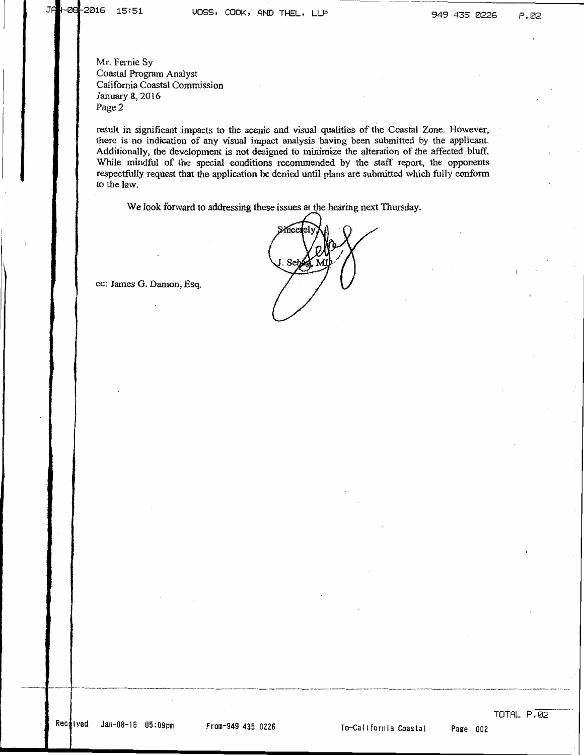Mr. Fernie Sy
Coastal Program Analyst
California Coastal Commission
January 8, 2016
Page 2

result in significant impacts to the scenic and visual qualities of the Coastal Zone. However, there is no indication of any visual impact analysis having been submitted by the applicant. Additionally, the development is not designed to minimize the alteration of the affected bluff. While mindful of the special conditions recommended by the staff report, the opponents respectfully request that the application be denied until plans are submitted which fully conform to the law.

We look forward to addressing these issues at the hearing next Thursday.

Sincerely,

J. Sebag, MD

cc: James G. Damon, Esq.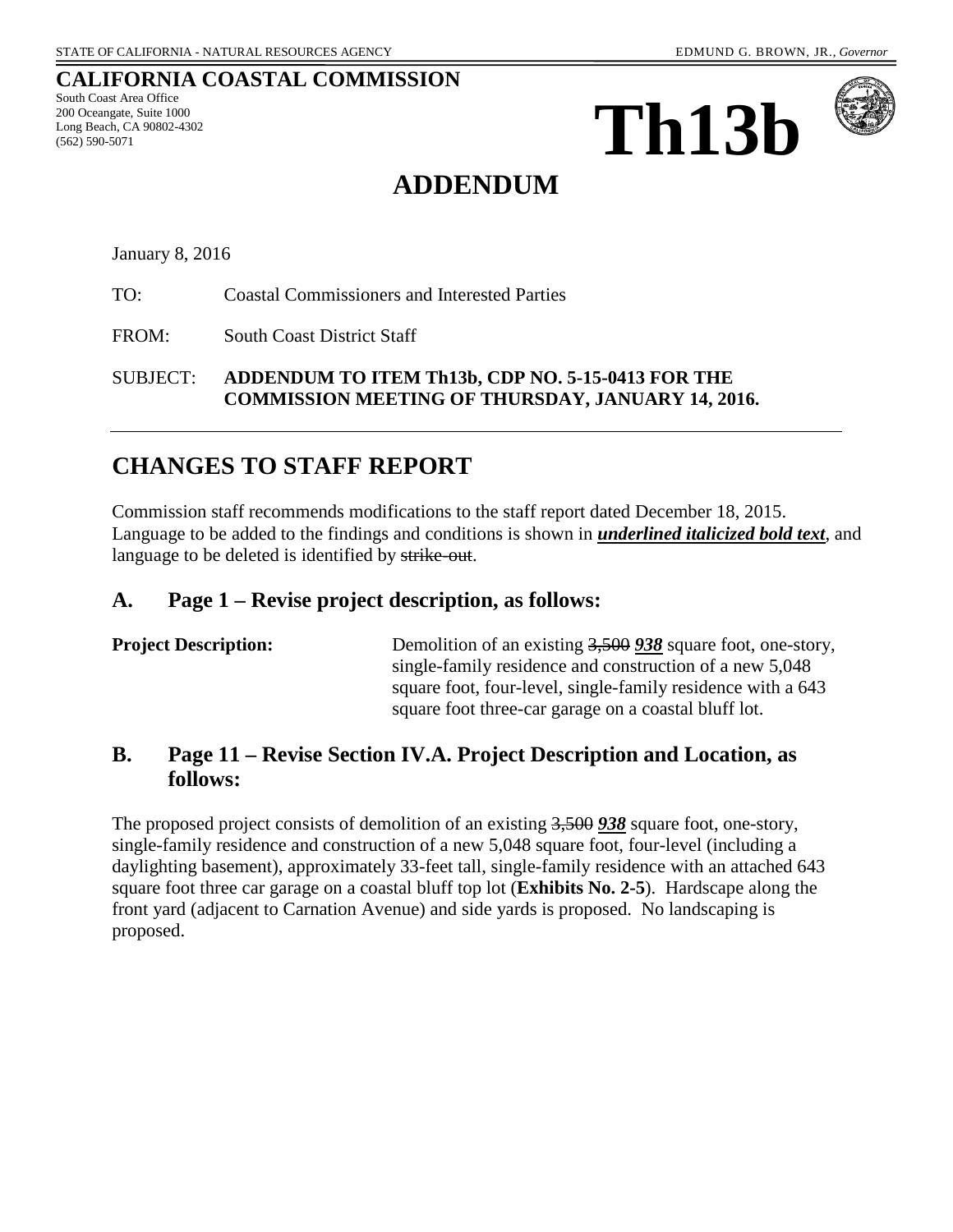STATE OF CALIFORNIA - NATURAL RESOURCES AGENCY EDMUND G. BROWN, JR., *Governor*

**CALIFORNIA COASTAL COMMISSION**
South Coast Area Office
200 Oceangate, Suite 1000
Long Beach, CA 90802-4302
(562) 590-5071

# Th13b

# ADDENDUM

January 8, 2016

TO: Coastal Commissioners and Interested Parties

FROM: South Coast District Staff

SUBJECT: **ADDENDUM TO ITEM Th13b, CDP NO. 5-15-0413 FOR THE COMMISSION MEETING OF THURSDAY, JANUARY 14, 2016.**

---

## CHANGES TO STAFF REPORT

Commission staff recommends modifications to the staff report dated December 18, 2015. Language to be added to the findings and conditions is shown in ***<u>underlined italicized bold text</u>***, and language to be deleted is identified by ~~strike-out~~.

### A. Page 1 – Revise project description, as follows:

**Project Description:** Demolition of an existing ~~3,500~~ ***<u>938</u>*** square foot, one-story, single-family residence and construction of a new 5,048 square foot, four-level, single-family residence with a 643 square foot three-car garage on a coastal bluff lot.

### B. Page 11 – Revise Section IV.A. Project Description and Location, as follows:

The proposed project consists of demolition of an existing ~~3,500~~ ***<u>938</u>*** square foot, one-story, single-family residence and construction of a new 5,048 square foot, four-level (including a daylighting basement), approximately 33-feet tall, single-family residence with an attached 643 square foot three car garage on a coastal bluff top lot (**Exhibits No. 2-5**). Hardscape along the front yard (adjacent to Carnation Avenue) and side yards is proposed. No landscaping is proposed.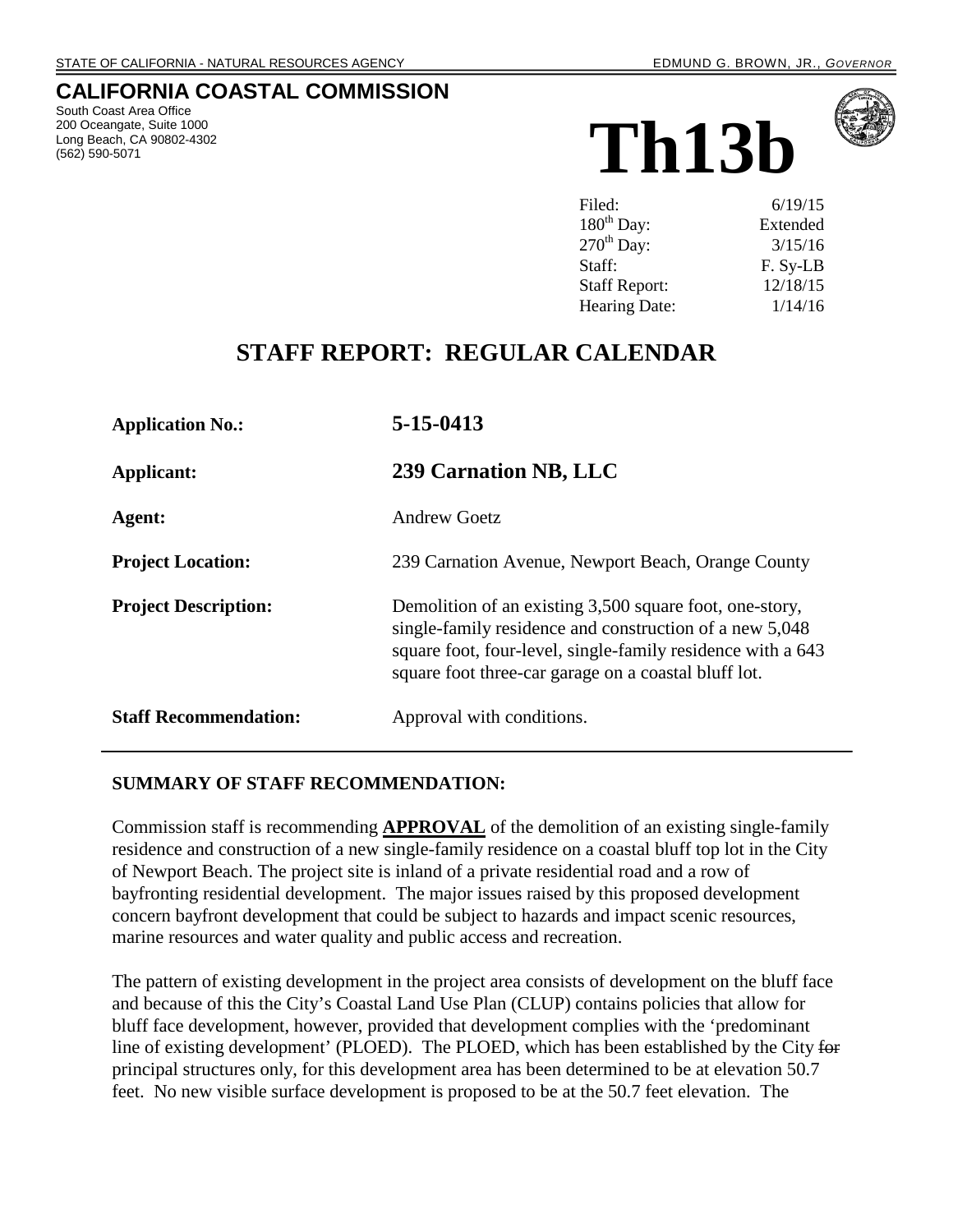STATE OF CALIFORNIA - NATURAL RESOURCES AGENCY EDMUND G. BROWN, JR., *GOVERNOR*

# CALIFORNIA COASTAL COMMISSION

South Coast Area Office
200 Oceangate, Suite 1000
Long Beach, CA 90802-4302
(562) 590-5071

# Th13b

| | |
|---|---|
| Filed: | 6/19/15 |
| 180th Day: | Extended |
| 270th Day: | 3/15/16 |
| Staff: | F. Sy-LB |
| Staff Report: | 12/18/15 |
| Hearing Date: | 1/14/16 |

## STAFF REPORT: REGULAR CALENDAR

| | |
|---|---|
| **Application No.:** | **5-15-0413** |
| **Applicant:** | **239 Carnation NB, LLC** |
| **Agent:** | Andrew Goetz |
| **Project Location:** | 239 Carnation Avenue, Newport Beach, Orange County |
| **Project Description:** | Demolition of an existing 3,500 square foot, one-story, single-family residence and construction of a new 5,048 square foot, four-level, single-family residence with a 643 square foot three-car garage on a coastal bluff lot. |
| **Staff Recommendation:** | Approval with conditions. |

### SUMMARY OF STAFF RECOMMENDATION:

Commission staff is recommending **APPROVAL** of the demolition of an existing single-family residence and construction of a new single-family residence on a coastal bluff top lot in the City of Newport Beach. The project site is inland of a private residential road and a row of bayfronting residential development. The major issues raised by this proposed development concern bayfront development that could be subject to hazards and impact scenic resources, marine resources and water quality and public access and recreation.

The pattern of existing development in the project area consists of development on the bluff face and because of this the City's Coastal Land Use Plan (CLUP) contains policies that allow for bluff face development, however, provided that development complies with the 'predominant line of existing development' (PLOED). The PLOED, which has been established by the City ~~for~~ principal structures only, for this development area has been determined to be at elevation 50.7 feet. No new visible surface development is proposed to be at the 50.7 feet elevation. The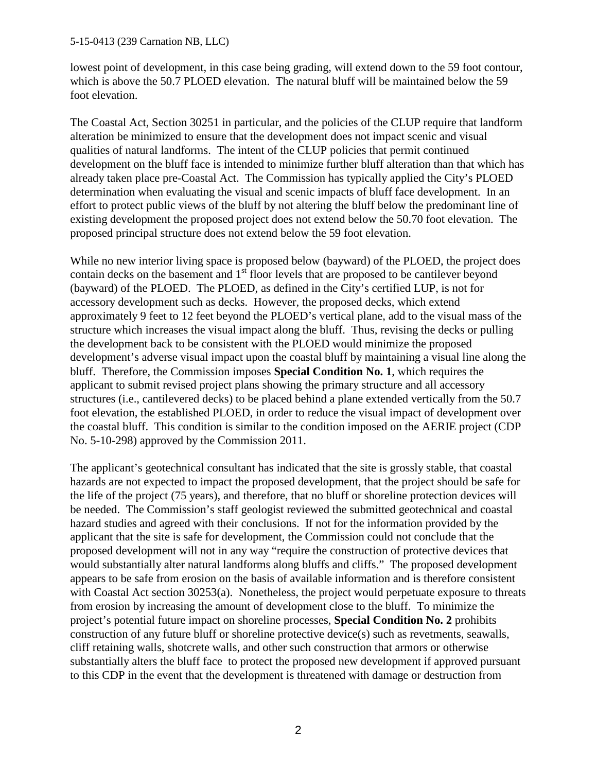lowest point of development, in this case being grading, will extend down to the 59 foot contour, which is above the 50.7 PLOED elevation. The natural bluff will be maintained below the 59 foot elevation.

The Coastal Act, Section 30251 in particular, and the policies of the CLUP require that landform alteration be minimized to ensure that the development does not impact scenic and visual qualities of natural landforms. The intent of the CLUP policies that permit continued development on the bluff face is intended to minimize further bluff alteration than that which has already taken place pre-Coastal Act. The Commission has typically applied the City's PLOED determination when evaluating the visual and scenic impacts of bluff face development. In an effort to protect public views of the bluff by not altering the bluff below the predominant line of existing development the proposed project does not extend below the 50.70 foot elevation. The proposed principal structure does not extend below the 59 foot elevation.

While no new interior living space is proposed below (bayward) of the PLOED, the project does contain decks on the basement and 1st floor levels that are proposed to be cantilever beyond (bayward) of the PLOED. The PLOED, as defined in the City's certified LUP, is not for accessory development such as decks. However, the proposed decks, which extend approximately 9 feet to 12 feet beyond the PLOED's vertical plane, add to the visual mass of the structure which increases the visual impact along the bluff. Thus, revising the decks or pulling the development back to be consistent with the PLOED would minimize the proposed development's adverse visual impact upon the coastal bluff by maintaining a visual line along the bluff. Therefore, the Commission imposes **Special Condition No. 1**, which requires the applicant to submit revised project plans showing the primary structure and all accessory structures (i.e., cantilevered decks) to be placed behind a plane extended vertically from the 50.7 foot elevation, the established PLOED, in order to reduce the visual impact of development over the coastal bluff. This condition is similar to the condition imposed on the AERIE project (CDP No. 5-10-298) approved by the Commission 2011.

The applicant's geotechnical consultant has indicated that the site is grossly stable, that coastal hazards are not expected to impact the proposed development, that the project should be safe for the life of the project (75 years), and therefore, that no bluff or shoreline protection devices will be needed. The Commission's staff geologist reviewed the submitted geotechnical and coastal hazard studies and agreed with their conclusions. If not for the information provided by the applicant that the site is safe for development, the Commission could not conclude that the proposed development will not in any way "require the construction of protective devices that would substantially alter natural landforms along bluffs and cliffs." The proposed development appears to be safe from erosion on the basis of available information and is therefore consistent with Coastal Act section 30253(a). Nonetheless, the project would perpetuate exposure to threats from erosion by increasing the amount of development close to the bluff. To minimize the project's potential future impact on shoreline processes, **Special Condition No. 2** prohibits construction of any future bluff or shoreline protective device(s) such as revetments, seawalls, cliff retaining walls, shotcrete walls, and other such construction that armors or otherwise substantially alters the bluff face to protect the proposed new development if approved pursuant to this CDP in the event that the development is threatened with damage or destruction from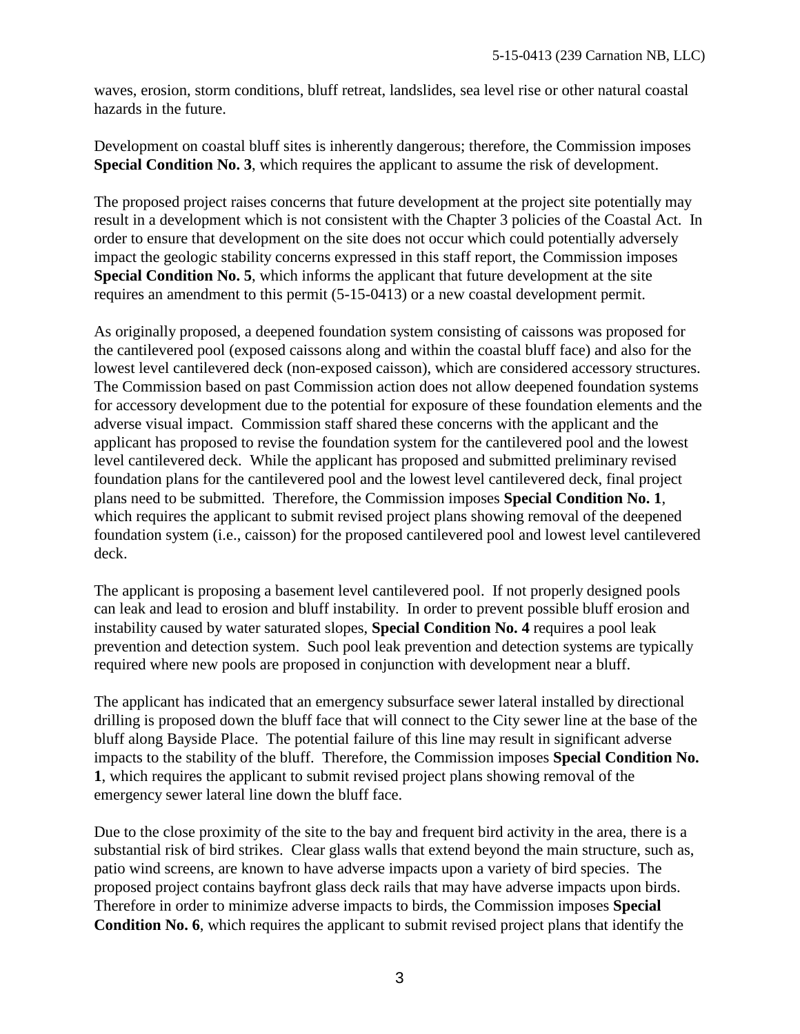waves, erosion, storm conditions, bluff retreat, landslides, sea level rise or other natural coastal hazards in the future.

Development on coastal bluff sites is inherently dangerous; therefore, the Commission imposes **Special Condition No. 3**, which requires the applicant to assume the risk of development.

The proposed project raises concerns that future development at the project site potentially may result in a development which is not consistent with the Chapter 3 policies of the Coastal Act. In order to ensure that development on the site does not occur which could potentially adversely impact the geologic stability concerns expressed in this staff report, the Commission imposes **Special Condition No. 5**, which informs the applicant that future development at the site requires an amendment to this permit (5-15-0413) or a new coastal development permit.

As originally proposed, a deepened foundation system consisting of caissons was proposed for the cantilevered pool (exposed caissons along and within the coastal bluff face) and also for the lowest level cantilevered deck (non-exposed caisson), which are considered accessory structures. The Commission based on past Commission action does not allow deepened foundation systems for accessory development due to the potential for exposure of these foundation elements and the adverse visual impact. Commission staff shared these concerns with the applicant and the applicant has proposed to revise the foundation system for the cantilevered pool and the lowest level cantilevered deck. While the applicant has proposed and submitted preliminary revised foundation plans for the cantilevered pool and the lowest level cantilevered deck, final project plans need to be submitted. Therefore, the Commission imposes **Special Condition No. 1**, which requires the applicant to submit revised project plans showing removal of the deepened foundation system (i.e., caisson) for the proposed cantilevered pool and lowest level cantilevered deck.

The applicant is proposing a basement level cantilevered pool. If not properly designed pools can leak and lead to erosion and bluff instability. In order to prevent possible bluff erosion and instability caused by water saturated slopes, **Special Condition No. 4** requires a pool leak prevention and detection system. Such pool leak prevention and detection systems are typically required where new pools are proposed in conjunction with development near a bluff.

The applicant has indicated that an emergency subsurface sewer lateral installed by directional drilling is proposed down the bluff face that will connect to the City sewer line at the base of the bluff along Bayside Place. The potential failure of this line may result in significant adverse impacts to the stability of the bluff. Therefore, the Commission imposes **Special Condition No. 1**, which requires the applicant to submit revised project plans showing removal of the emergency sewer lateral line down the bluff face.

Due to the close proximity of the site to the bay and frequent bird activity in the area, there is a substantial risk of bird strikes. Clear glass walls that extend beyond the main structure, such as, patio wind screens, are known to have adverse impacts upon a variety of bird species. The proposed project contains bayfront glass deck rails that may have adverse impacts upon birds. Therefore in order to minimize adverse impacts to birds, the Commission imposes **Special Condition No. 6**, which requires the applicant to submit revised project plans that identify the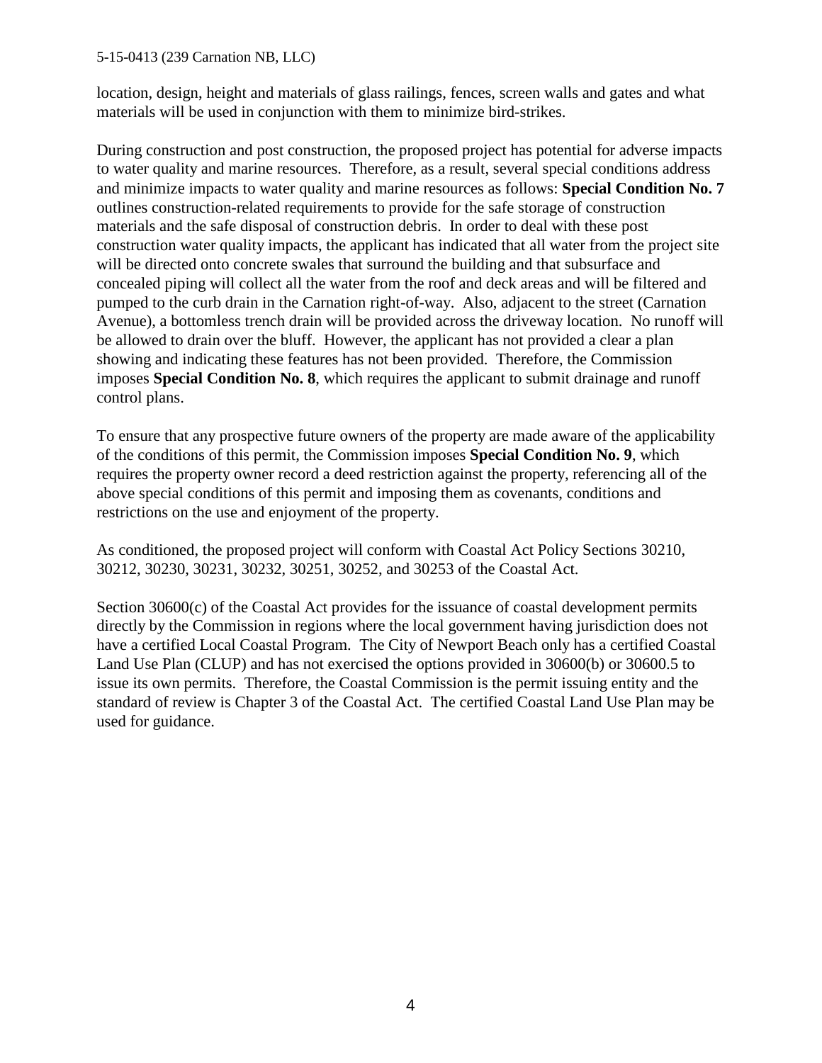location, design, height and materials of glass railings, fences, screen walls and gates and what materials will be used in conjunction with them to minimize bird-strikes.

During construction and post construction, the proposed project has potential for adverse impacts to water quality and marine resources. Therefore, as a result, several special conditions address and minimize impacts to water quality and marine resources as follows: **Special Condition No. 7** outlines construction-related requirements to provide for the safe storage of construction materials and the safe disposal of construction debris. In order to deal with these post construction water quality impacts, the applicant has indicated that all water from the project site will be directed onto concrete swales that surround the building and that subsurface and concealed piping will collect all the water from the roof and deck areas and will be filtered and pumped to the curb drain in the Carnation right-of-way. Also, adjacent to the street (Carnation Avenue), a bottomless trench drain will be provided across the driveway location. No runoff will be allowed to drain over the bluff. However, the applicant has not provided a clear a plan showing and indicating these features has not been provided. Therefore, the Commission imposes **Special Condition No. 8**, which requires the applicant to submit drainage and runoff control plans.

To ensure that any prospective future owners of the property are made aware of the applicability of the conditions of this permit, the Commission imposes **Special Condition No. 9**, which requires the property owner record a deed restriction against the property, referencing all of the above special conditions of this permit and imposing them as covenants, conditions and restrictions on the use and enjoyment of the property.

As conditioned, the proposed project will conform with Coastal Act Policy Sections 30210, 30212, 30230, 30231, 30232, 30251, 30252, and 30253 of the Coastal Act.

Section 30600(c) of the Coastal Act provides for the issuance of coastal development permits directly by the Commission in regions where the local government having jurisdiction does not have a certified Local Coastal Program. The City of Newport Beach only has a certified Coastal Land Use Plan (CLUP) and has not exercised the options provided in 30600(b) or 30600.5 to issue its own permits. Therefore, the Coastal Commission is the permit issuing entity and the standard of review is Chapter 3 of the Coastal Act. The certified Coastal Land Use Plan may be used for guidance.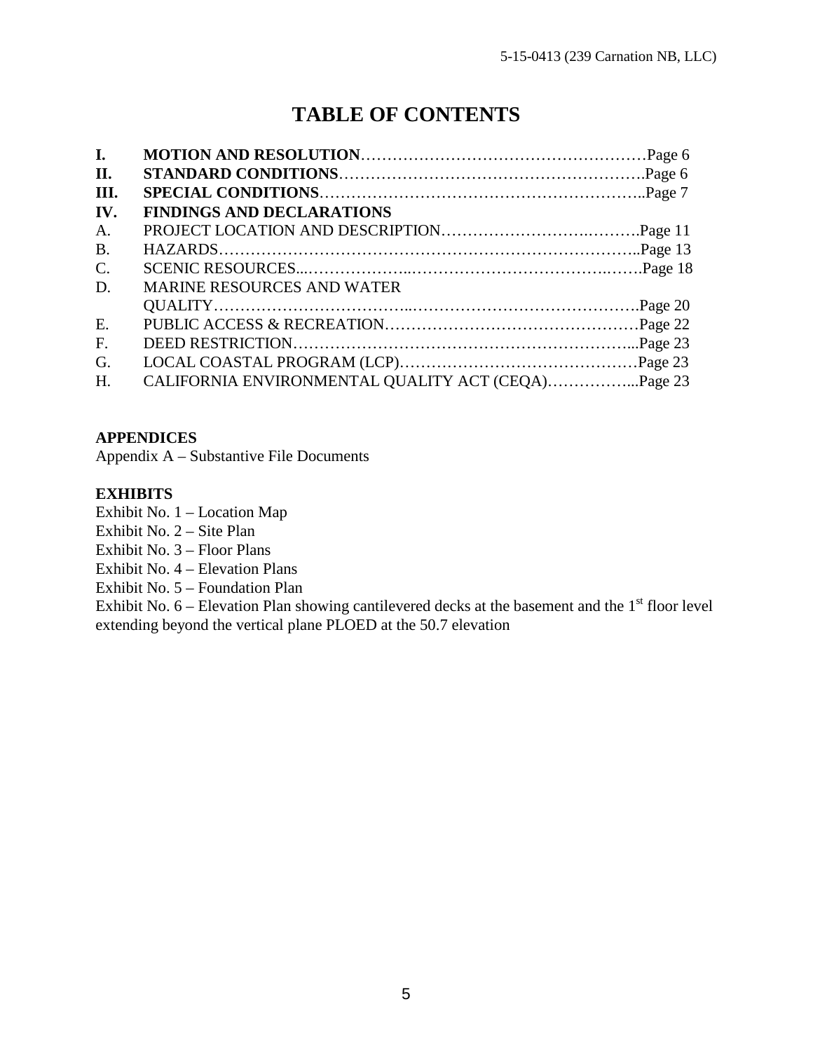# TABLE OF CONTENTS

| | | |
|---|---|---|
| **I.** | **MOTION AND RESOLUTION** | Page 6 |
| **II.** | **STANDARD CONDITIONS** | Page 6 |
| **III.** | **SPECIAL CONDITIONS** | Page 7 |
| **IV.** | **FINDINGS AND DECLARATIONS** | |
| A. | PROJECT LOCATION AND DESCRIPTION | Page 11 |
| B. | HAZARDS | Page 13 |
| C. | SCENIC RESOURCES | Page 18 |
| D. | MARINE RESOURCES AND WATER QUALITY | Page 20 |
| E. | PUBLIC ACCESS & RECREATION | Page 22 |
| F. | DEED RESTRICTION | Page 23 |
| G. | LOCAL COASTAL PROGRAM (LCP) | Page 23 |
| H. | CALIFORNIA ENVIRONMENTAL QUALITY ACT (CEQA) | Page 23 |

**APPENDICES**

Appendix A – Substantive File Documents

**EXHIBITS**

Exhibit No. 1 – Location Map
Exhibit No. 2 – Site Plan
Exhibit No. 3 – Floor Plans
Exhibit No. 4 – Elevation Plans
Exhibit No. 5 – Foundation Plan
Exhibit No. 6 – Elevation Plan showing cantilevered decks at the basement and the 1st floor level extending beyond the vertical plane PLOED at the 50.7 elevation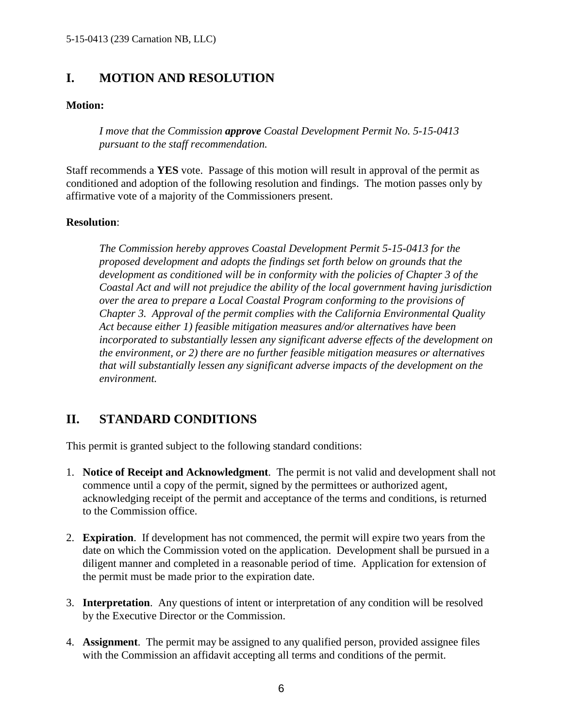## I. MOTION AND RESOLUTION

**Motion:**

> *I move that the Commission* ***approve*** *Coastal Development Permit No. 5-15-0413 pursuant to the staff recommendation.*

Staff recommends a **YES** vote. Passage of this motion will result in approval of the permit as conditioned and adoption of the following resolution and findings. The motion passes only by affirmative vote of a majority of the Commissioners present.

**Resolution**:

> *The Commission hereby approves Coastal Development Permit 5-15-0413 for the proposed development and adopts the findings set forth below on grounds that the development as conditioned will be in conformity with the policies of Chapter 3 of the Coastal Act and will not prejudice the ability of the local government having jurisdiction over the area to prepare a Local Coastal Program conforming to the provisions of Chapter 3. Approval of the permit complies with the California Environmental Quality Act because either 1) feasible mitigation measures and/or alternatives have been incorporated to substantially lessen any significant adverse effects of the development on the environment, or 2) there are no further feasible mitigation measures or alternatives that will substantially lessen any significant adverse impacts of the development on the environment.*

## II. STANDARD CONDITIONS

This permit is granted subject to the following standard conditions:

1. **Notice of Receipt and Acknowledgment**. The permit is not valid and development shall not commence until a copy of the permit, signed by the permittees or authorized agent, acknowledging receipt of the permit and acceptance of the terms and conditions, is returned to the Commission office.

2. **Expiration**. If development has not commenced, the permit will expire two years from the date on which the Commission voted on the application. Development shall be pursued in a diligent manner and completed in a reasonable period of time. Application for extension of the permit must be made prior to the expiration date.

3. **Interpretation**. Any questions of intent or interpretation of any condition will be resolved by the Executive Director or the Commission.

4. **Assignment**. The permit may be assigned to any qualified person, provided assignee files with the Commission an affidavit accepting all terms and conditions of the permit.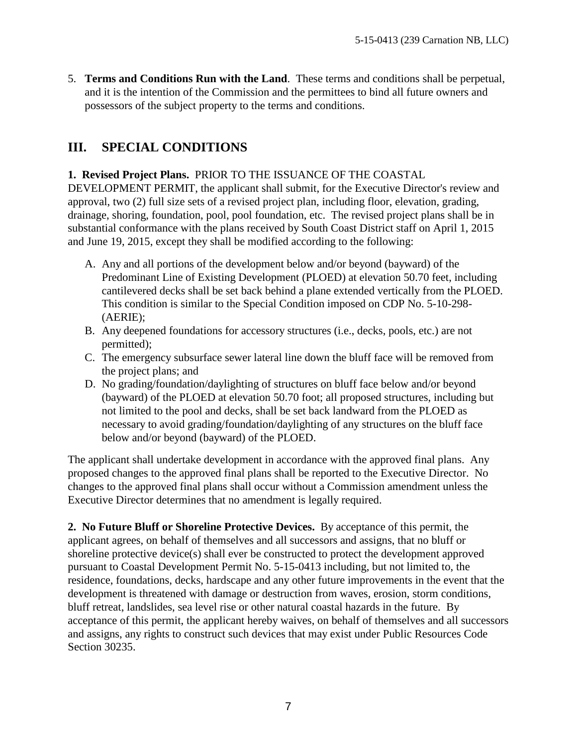5. **Terms and Conditions Run with the Land**. These terms and conditions shall be perpetual, and it is the intention of the Commission and the permittees to bind all future owners and possessors of the subject property to the terms and conditions.

## III. SPECIAL CONDITIONS

**1. Revised Project Plans.** PRIOR TO THE ISSUANCE OF THE COASTAL DEVELOPMENT PERMIT, the applicant shall submit, for the Executive Director's review and approval, two (2) full size sets of a revised project plan, including floor, elevation, grading, drainage, shoring, foundation, pool, pool foundation, etc. The revised project plans shall be in substantial conformance with the plans received by South Coast District staff on April 1, 2015 and June 19, 2015, except they shall be modified according to the following:

A. Any and all portions of the development below and/or beyond (bayward) of the Predominant Line of Existing Development (PLOED) at elevation 50.70 feet, including cantilevered decks shall be set back behind a plane extended vertically from the PLOED. This condition is similar to the Special Condition imposed on CDP No. 5-10-298-(AERIE);
B. Any deepened foundations for accessory structures (i.e., decks, pools, etc.) are not permitted);
C. The emergency subsurface sewer lateral line down the bluff face will be removed from the project plans; and
D. No grading/foundation/daylighting of structures on bluff face below and/or beyond (bayward) of the PLOED at elevation 50.70 foot; all proposed structures, including but not limited to the pool and decks, shall be set back landward from the PLOED as necessary to avoid grading/foundation/daylighting of any structures on the bluff face below and/or beyond (bayward) of the PLOED.

The applicant shall undertake development in accordance with the approved final plans. Any proposed changes to the approved final plans shall be reported to the Executive Director. No changes to the approved final plans shall occur without a Commission amendment unless the Executive Director determines that no amendment is legally required.

**2. No Future Bluff or Shoreline Protective Devices.** By acceptance of this permit, the applicant agrees, on behalf of themselves and all successors and assigns, that no bluff or shoreline protective device(s) shall ever be constructed to protect the development approved pursuant to Coastal Development Permit No. 5-15-0413 including, but not limited to, the residence, foundations, decks, hardscape and any other future improvements in the event that the development is threatened with damage or destruction from waves, erosion, storm conditions, bluff retreat, landslides, sea level rise or other natural coastal hazards in the future. By acceptance of this permit, the applicant hereby waives, on behalf of themselves and all successors and assigns, any rights to construct such devices that may exist under Public Resources Code Section 30235.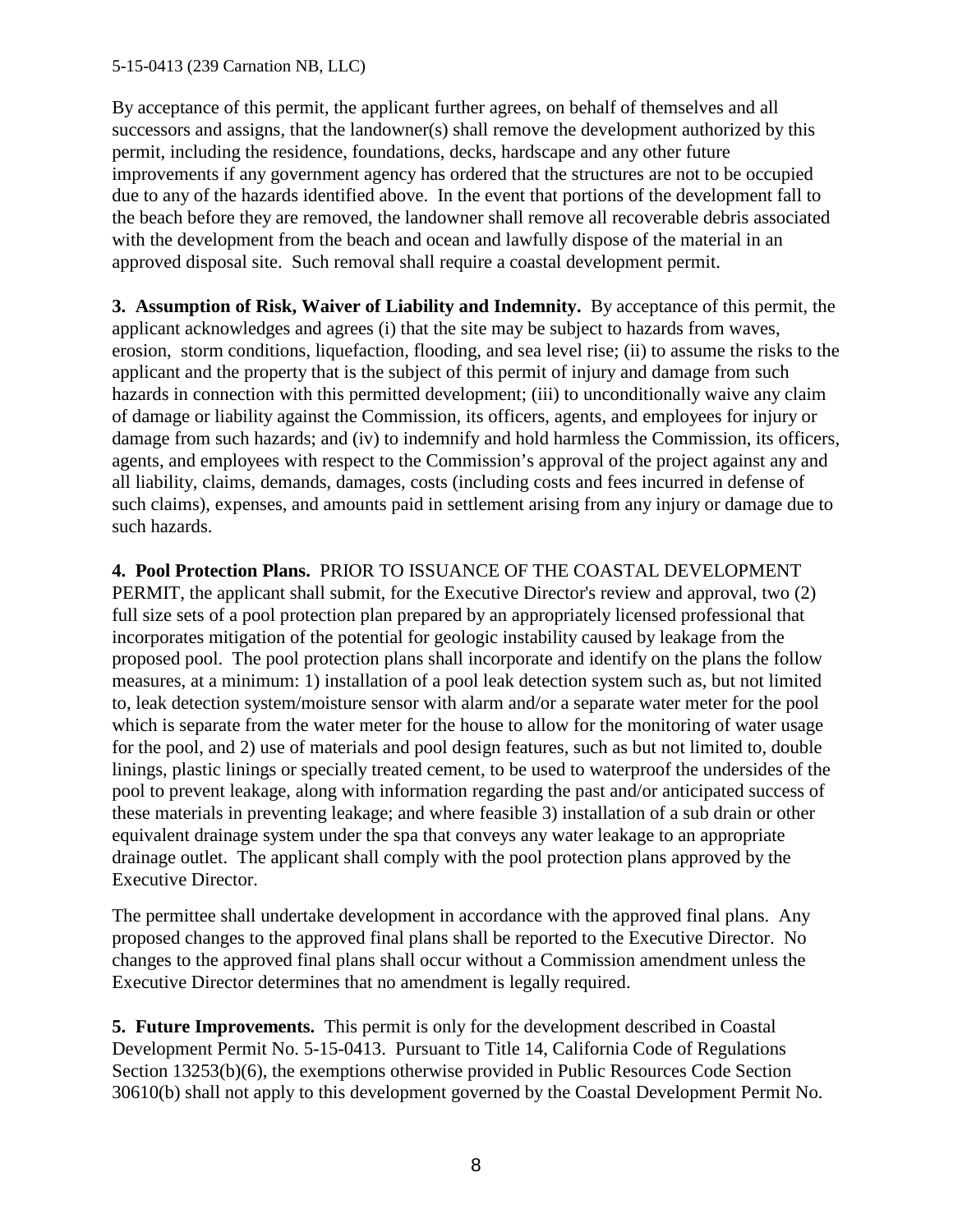By acceptance of this permit, the applicant further agrees, on behalf of themselves and all successors and assigns, that the landowner(s) shall remove the development authorized by this permit, including the residence, foundations, decks, hardscape and any other future improvements if any government agency has ordered that the structures are not to be occupied due to any of the hazards identified above. In the event that portions of the development fall to the beach before they are removed, the landowner shall remove all recoverable debris associated with the development from the beach and ocean and lawfully dispose of the material in an approved disposal site. Such removal shall require a coastal development permit.

**3. Assumption of Risk, Waiver of Liability and Indemnity.** By acceptance of this permit, the applicant acknowledges and agrees (i) that the site may be subject to hazards from waves, erosion, storm conditions, liquefaction, flooding, and sea level rise; (ii) to assume the risks to the applicant and the property that is the subject of this permit of injury and damage from such hazards in connection with this permitted development; (iii) to unconditionally waive any claim of damage or liability against the Commission, its officers, agents, and employees for injury or damage from such hazards; and (iv) to indemnify and hold harmless the Commission, its officers, agents, and employees with respect to the Commission's approval of the project against any and all liability, claims, demands, damages, costs (including costs and fees incurred in defense of such claims), expenses, and amounts paid in settlement arising from any injury or damage due to such hazards.

**4. Pool Protection Plans.** PRIOR TO ISSUANCE OF THE COASTAL DEVELOPMENT PERMIT, the applicant shall submit, for the Executive Director's review and approval, two (2) full size sets of a pool protection plan prepared by an appropriately licensed professional that incorporates mitigation of the potential for geologic instability caused by leakage from the proposed pool. The pool protection plans shall incorporate and identify on the plans the follow measures, at a minimum: 1) installation of a pool leak detection system such as, but not limited to, leak detection system/moisture sensor with alarm and/or a separate water meter for the pool which is separate from the water meter for the house to allow for the monitoring of water usage for the pool, and 2) use of materials and pool design features, such as but not limited to, double linings, plastic linings or specially treated cement, to be used to waterproof the undersides of the pool to prevent leakage, along with information regarding the past and/or anticipated success of these materials in preventing leakage; and where feasible 3) installation of a sub drain or other equivalent drainage system under the spa that conveys any water leakage to an appropriate drainage outlet. The applicant shall comply with the pool protection plans approved by the Executive Director.

The permittee shall undertake development in accordance with the approved final plans. Any proposed changes to the approved final plans shall be reported to the Executive Director. No changes to the approved final plans shall occur without a Commission amendment unless the Executive Director determines that no amendment is legally required.

**5. Future Improvements.** This permit is only for the development described in Coastal Development Permit No. 5-15-0413. Pursuant to Title 14, California Code of Regulations Section 13253(b)(6), the exemptions otherwise provided in Public Resources Code Section 30610(b) shall not apply to this development governed by the Coastal Development Permit No.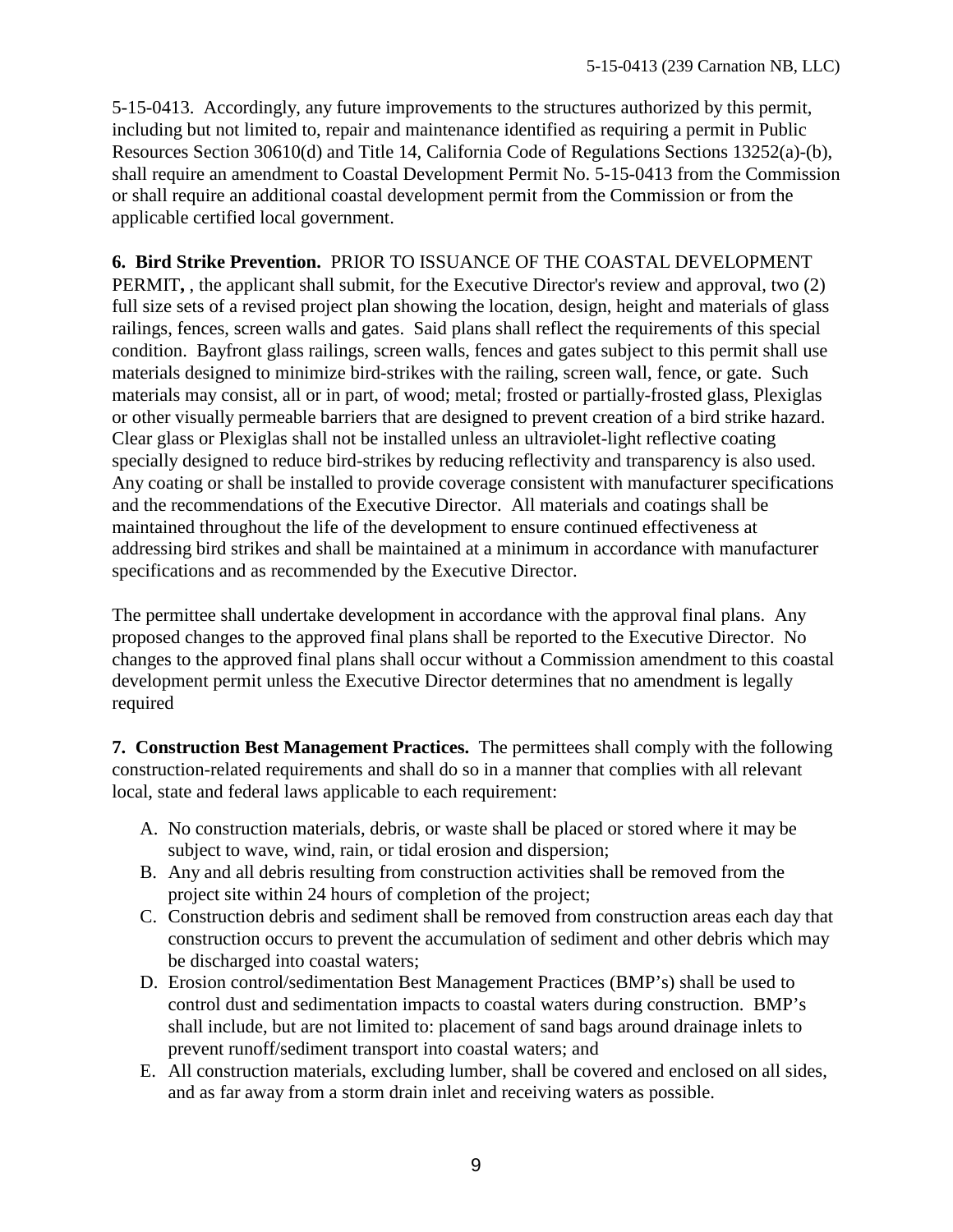5-15-0413. Accordingly, any future improvements to the structures authorized by this permit, including but not limited to, repair and maintenance identified as requiring a permit in Public Resources Section 30610(d) and Title 14, California Code of Regulations Sections 13252(a)-(b), shall require an amendment to Coastal Development Permit No. 5-15-0413 from the Commission or shall require an additional coastal development permit from the Commission or from the applicable certified local government.

**6. Bird Strike Prevention.** PRIOR TO ISSUANCE OF THE COASTAL DEVELOPMENT PERMIT**,** , the applicant shall submit, for the Executive Director's review and approval, two (2) full size sets of a revised project plan showing the location, design, height and materials of glass railings, fences, screen walls and gates. Said plans shall reflect the requirements of this special condition. Bayfront glass railings, screen walls, fences and gates subject to this permit shall use materials designed to minimize bird-strikes with the railing, screen wall, fence, or gate. Such materials may consist, all or in part, of wood; metal; frosted or partially-frosted glass, Plexiglas or other visually permeable barriers that are designed to prevent creation of a bird strike hazard. Clear glass or Plexiglas shall not be installed unless an ultraviolet-light reflective coating specially designed to reduce bird-strikes by reducing reflectivity and transparency is also used. Any coating or shall be installed to provide coverage consistent with manufacturer specifications and the recommendations of the Executive Director. All materials and coatings shall be maintained throughout the life of the development to ensure continued effectiveness at addressing bird strikes and shall be maintained at a minimum in accordance with manufacturer specifications and as recommended by the Executive Director.

The permittee shall undertake development in accordance with the approval final plans. Any proposed changes to the approved final plans shall be reported to the Executive Director. No changes to the approved final plans shall occur without a Commission amendment to this coastal development permit unless the Executive Director determines that no amendment is legally required

**7. Construction Best Management Practices.** The permittees shall comply with the following construction-related requirements and shall do so in a manner that complies with all relevant local, state and federal laws applicable to each requirement:

A. No construction materials, debris, or waste shall be placed or stored where it may be subject to wave, wind, rain, or tidal erosion and dispersion;
B. Any and all debris resulting from construction activities shall be removed from the project site within 24 hours of completion of the project;
C. Construction debris and sediment shall be removed from construction areas each day that construction occurs to prevent the accumulation of sediment and other debris which may be discharged into coastal waters;
D. Erosion control/sedimentation Best Management Practices (BMP's) shall be used to control dust and sedimentation impacts to coastal waters during construction. BMP's shall include, but are not limited to: placement of sand bags around drainage inlets to prevent runoff/sediment transport into coastal waters; and
E. All construction materials, excluding lumber, shall be covered and enclosed on all sides, and as far away from a storm drain inlet and receiving waters as possible.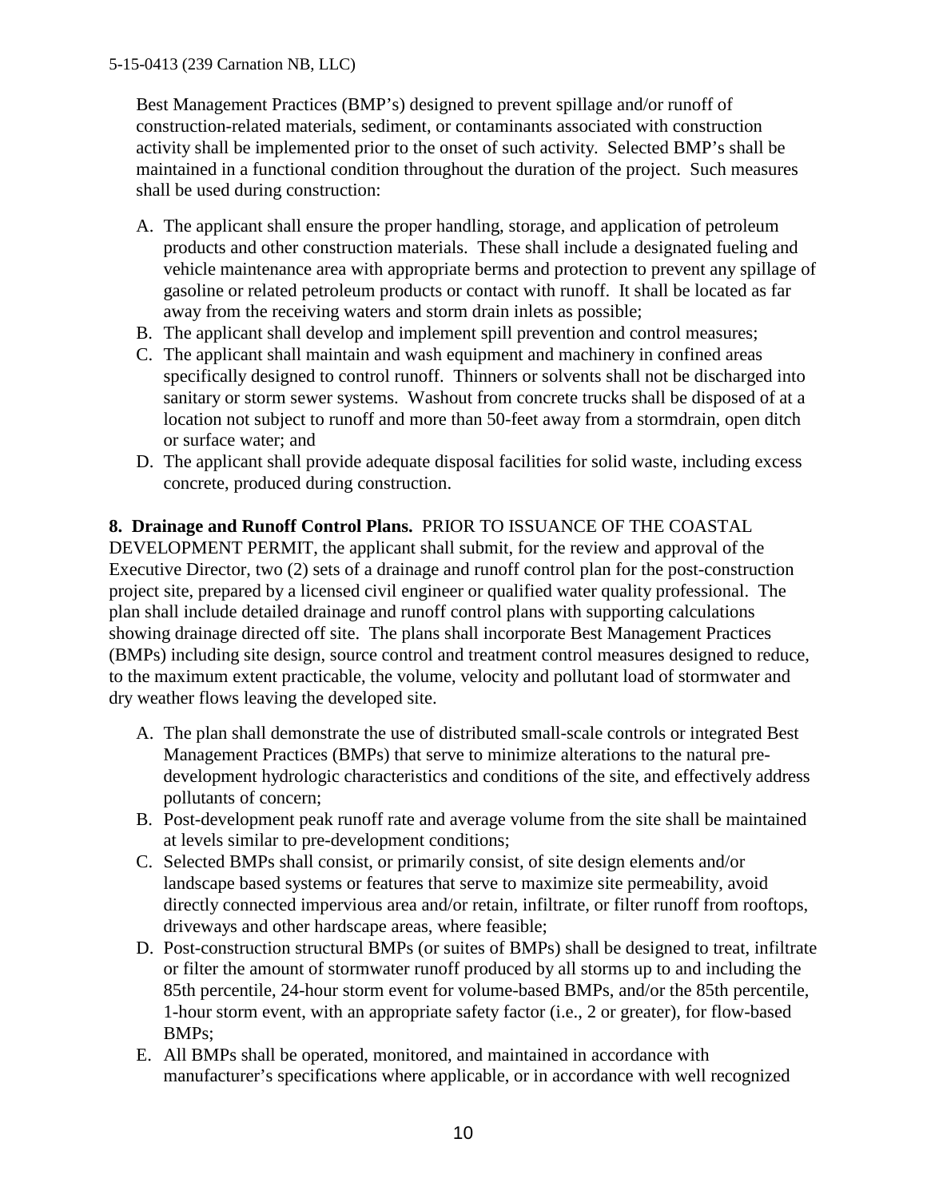Best Management Practices (BMP's) designed to prevent spillage and/or runoff of construction-related materials, sediment, or contaminants associated with construction activity shall be implemented prior to the onset of such activity. Selected BMP's shall be maintained in a functional condition throughout the duration of the project. Such measures shall be used during construction:

A. The applicant shall ensure the proper handling, storage, and application of petroleum products and other construction materials. These shall include a designated fueling and vehicle maintenance area with appropriate berms and protection to prevent any spillage of gasoline or related petroleum products or contact with runoff. It shall be located as far away from the receiving waters and storm drain inlets as possible;
B. The applicant shall develop and implement spill prevention and control measures;
C. The applicant shall maintain and wash equipment and machinery in confined areas specifically designed to control runoff. Thinners or solvents shall not be discharged into sanitary or storm sewer systems. Washout from concrete trucks shall be disposed of at a location not subject to runoff and more than 50-feet away from a stormdrain, open ditch or surface water; and
D. The applicant shall provide adequate disposal facilities for solid waste, including excess concrete, produced during construction.

**8. Drainage and Runoff Control Plans.** PRIOR TO ISSUANCE OF THE COASTAL DEVELOPMENT PERMIT, the applicant shall submit, for the review and approval of the Executive Director, two (2) sets of a drainage and runoff control plan for the post-construction project site, prepared by a licensed civil engineer or qualified water quality professional. The plan shall include detailed drainage and runoff control plans with supporting calculations showing drainage directed off site. The plans shall incorporate Best Management Practices (BMPs) including site design, source control and treatment control measures designed to reduce, to the maximum extent practicable, the volume, velocity and pollutant load of stormwater and dry weather flows leaving the developed site.

A. The plan shall demonstrate the use of distributed small-scale controls or integrated Best Management Practices (BMPs) that serve to minimize alterations to the natural pre-development hydrologic characteristics and conditions of the site, and effectively address pollutants of concern;
B. Post-development peak runoff rate and average volume from the site shall be maintained at levels similar to pre-development conditions;
C. Selected BMPs shall consist, or primarily consist, of site design elements and/or landscape based systems or features that serve to maximize site permeability, avoid directly connected impervious area and/or retain, infiltrate, or filter runoff from rooftops, driveways and other hardscape areas, where feasible;
D. Post-construction structural BMPs (or suites of BMPs) shall be designed to treat, infiltrate or filter the amount of stormwater runoff produced by all storms up to and including the 85th percentile, 24-hour storm event for volume-based BMPs, and/or the 85th percentile, 1-hour storm event, with an appropriate safety factor (i.e., 2 or greater), for flow-based BMPs;
E. All BMPs shall be operated, monitored, and maintained in accordance with manufacturer's specifications where applicable, or in accordance with well recognized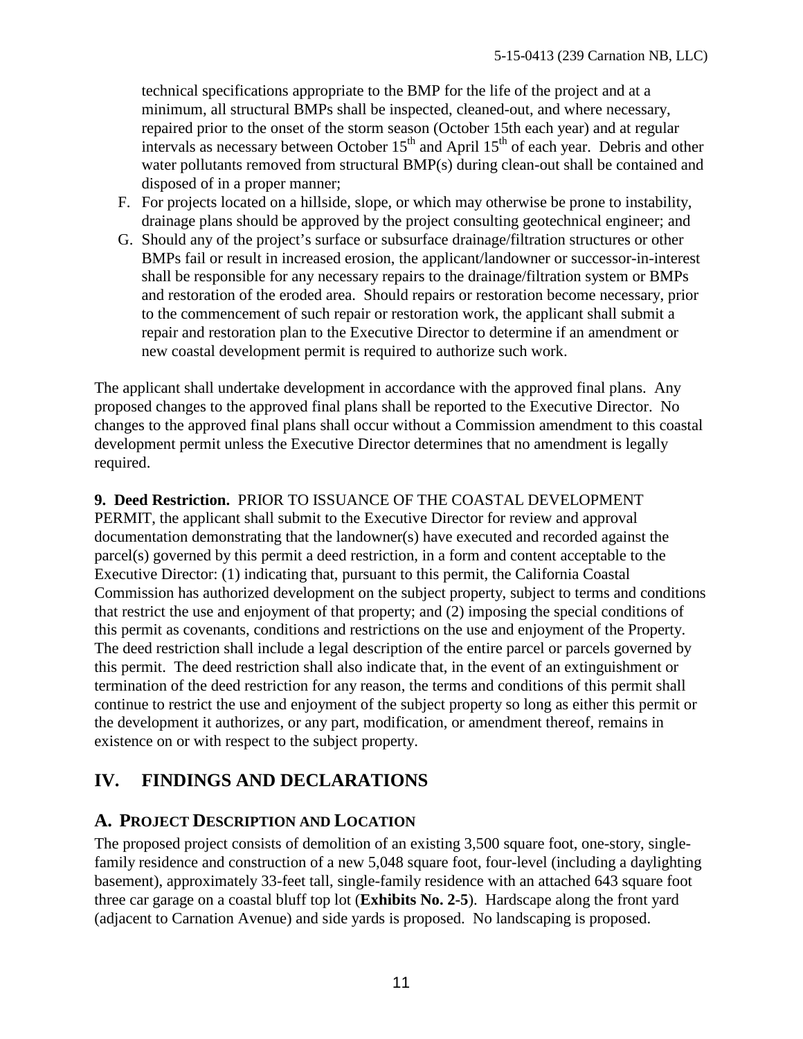technical specifications appropriate to the BMP for the life of the project and at a minimum, all structural BMPs shall be inspected, cleaned-out, and where necessary, repaired prior to the onset of the storm season (October 15th each year) and at regular intervals as necessary between October 15th and April 15th of each year. Debris and other water pollutants removed from structural BMP(s) during clean-out shall be contained and disposed of in a proper manner;

F. For projects located on a hillside, slope, or which may otherwise be prone to instability, drainage plans should be approved by the project consulting geotechnical engineer; and

G. Should any of the project's surface or subsurface drainage/filtration structures or other BMPs fail or result in increased erosion, the applicant/landowner or successor-in-interest shall be responsible for any necessary repairs to the drainage/filtration system or BMPs and restoration of the eroded area. Should repairs or restoration become necessary, prior to the commencement of such repair or restoration work, the applicant shall submit a repair and restoration plan to the Executive Director to determine if an amendment or new coastal development permit is required to authorize such work.

The applicant shall undertake development in accordance with the approved final plans. Any proposed changes to the approved final plans shall be reported to the Executive Director. No changes to the approved final plans shall occur without a Commission amendment to this coastal development permit unless the Executive Director determines that no amendment is legally required.

**9. Deed Restriction.** PRIOR TO ISSUANCE OF THE COASTAL DEVELOPMENT PERMIT, the applicant shall submit to the Executive Director for review and approval documentation demonstrating that the landowner(s) have executed and recorded against the parcel(s) governed by this permit a deed restriction, in a form and content acceptable to the Executive Director: (1) indicating that, pursuant to this permit, the California Coastal Commission has authorized development on the subject property, subject to terms and conditions that restrict the use and enjoyment of that property; and (2) imposing the special conditions of this permit as covenants, conditions and restrictions on the use and enjoyment of the Property. The deed restriction shall include a legal description of the entire parcel or parcels governed by this permit. The deed restriction shall also indicate that, in the event of an extinguishment or termination of the deed restriction for any reason, the terms and conditions of this permit shall continue to restrict the use and enjoyment of the subject property so long as either this permit or the development it authorizes, or any part, modification, or amendment thereof, remains in existence on or with respect to the subject property.

## IV. FINDINGS AND DECLARATIONS

### A. PROJECT DESCRIPTION AND LOCATION

The proposed project consists of demolition of an existing 3,500 square foot, one-story, single-family residence and construction of a new 5,048 square foot, four-level (including a daylighting basement), approximately 33-feet tall, single-family residence with an attached 643 square foot three car garage on a coastal bluff top lot (**Exhibits No. 2-5**). Hardscape along the front yard (adjacent to Carnation Avenue) and side yards is proposed. No landscaping is proposed.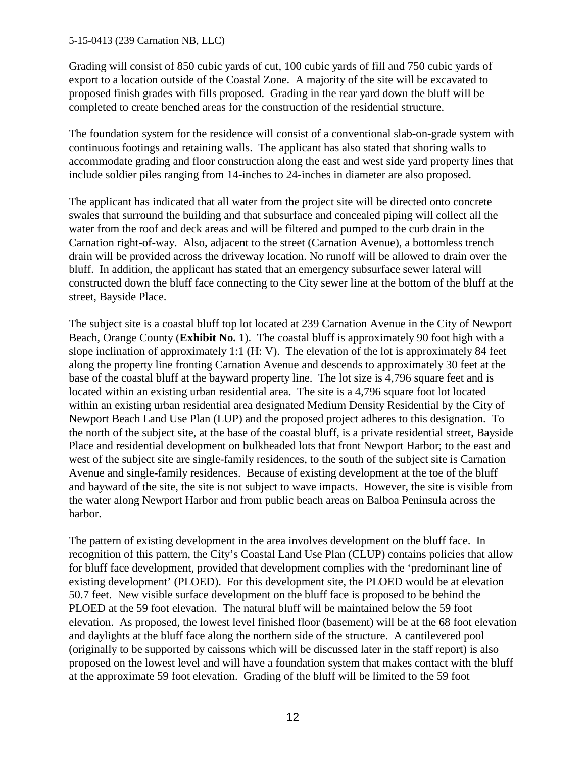Grading will consist of 850 cubic yards of cut, 100 cubic yards of fill and 750 cubic yards of export to a location outside of the Coastal Zone. A majority of the site will be excavated to proposed finish grades with fills proposed. Grading in the rear yard down the bluff will be completed to create benched areas for the construction of the residential structure.

The foundation system for the residence will consist of a conventional slab-on-grade system with continuous footings and retaining walls. The applicant has also stated that shoring walls to accommodate grading and floor construction along the east and west side yard property lines that include soldier piles ranging from 14-inches to 24-inches in diameter are also proposed.

The applicant has indicated that all water from the project site will be directed onto concrete swales that surround the building and that subsurface and concealed piping will collect all the water from the roof and deck areas and will be filtered and pumped to the curb drain in the Carnation right-of-way. Also, adjacent to the street (Carnation Avenue), a bottomless trench drain will be provided across the driveway location. No runoff will be allowed to drain over the bluff. In addition, the applicant has stated that an emergency subsurface sewer lateral will constructed down the bluff face connecting to the City sewer line at the bottom of the bluff at the street, Bayside Place.

The subject site is a coastal bluff top lot located at 239 Carnation Avenue in the City of Newport Beach, Orange County (**Exhibit No. 1**). The coastal bluff is approximately 90 foot high with a slope inclination of approximately 1:1 (H: V). The elevation of the lot is approximately 84 feet along the property line fronting Carnation Avenue and descends to approximately 30 feet at the base of the coastal bluff at the bayward property line. The lot size is 4,796 square feet and is located within an existing urban residential area. The site is a 4,796 square foot lot located within an existing urban residential area designated Medium Density Residential by the City of Newport Beach Land Use Plan (LUP) and the proposed project adheres to this designation. To the north of the subject site, at the base of the coastal bluff, is a private residential street, Bayside Place and residential development on bulkheaded lots that front Newport Harbor; to the east and west of the subject site are single-family residences, to the south of the subject site is Carnation Avenue and single-family residences. Because of existing development at the toe of the bluff and bayward of the site, the site is not subject to wave impacts. However, the site is visible from the water along Newport Harbor and from public beach areas on Balboa Peninsula across the harbor.

The pattern of existing development in the area involves development on the bluff face. In recognition of this pattern, the City's Coastal Land Use Plan (CLUP) contains policies that allow for bluff face development, provided that development complies with the 'predominant line of existing development' (PLOED). For this development site, the PLOED would be at elevation 50.7 feet. New visible surface development on the bluff face is proposed to be behind the PLOED at the 59 foot elevation. The natural bluff will be maintained below the 59 foot elevation. As proposed, the lowest level finished floor (basement) will be at the 68 foot elevation and daylights at the bluff face along the northern side of the structure. A cantilevered pool (originally to be supported by caissons which will be discussed later in the staff report) is also proposed on the lowest level and will have a foundation system that makes contact with the bluff at the approximate 59 foot elevation. Grading of the bluff will be limited to the 59 foot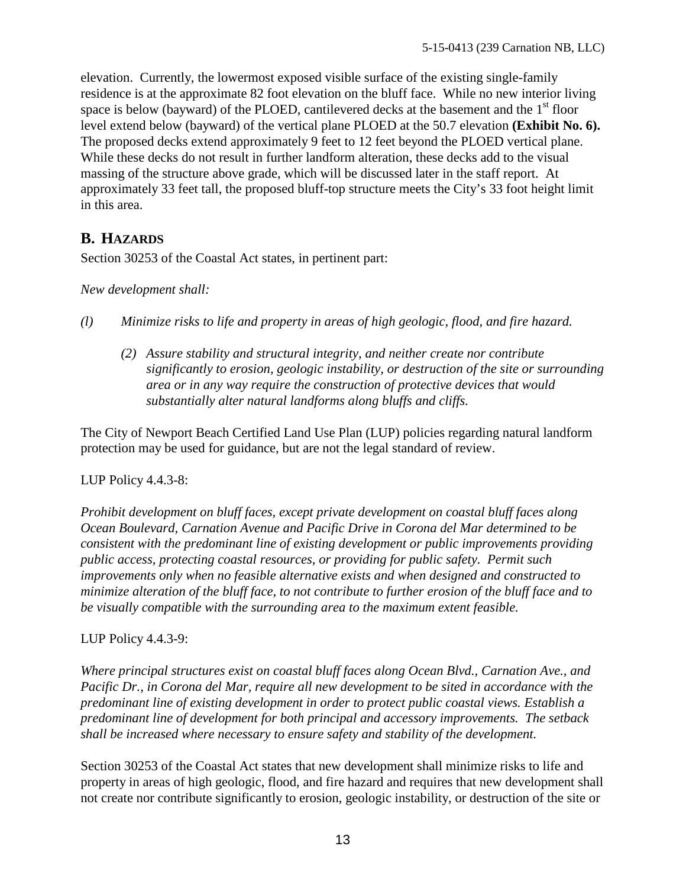elevation. Currently, the lowermost exposed visible surface of the existing single-family residence is at the approximate 82 foot elevation on the bluff face. While no new interior living space is below (bayward) of the PLOED, cantilevered decks at the basement and the 1st floor level extend below (bayward) of the vertical plane PLOED at the 50.7 elevation **(Exhibit No. 6).** The proposed decks extend approximately 9 feet to 12 feet beyond the PLOED vertical plane. While these decks do not result in further landform alteration, these decks add to the visual massing of the structure above grade, which will be discussed later in the staff report. At approximately 33 feet tall, the proposed bluff-top structure meets the City's 33 foot height limit in this area.

## B. HAZARDS

Section 30253 of the Coastal Act states, in pertinent part:

*New development shall:*

*(l) Minimize risks to life and property in areas of high geologic, flood, and fire hazard.*

*(2) Assure stability and structural integrity, and neither create nor contribute significantly to erosion, geologic instability, or destruction of the site or surrounding area or in any way require the construction of protective devices that would substantially alter natural landforms along bluffs and cliffs.*

The City of Newport Beach Certified Land Use Plan (LUP) policies regarding natural landform protection may be used for guidance, but are not the legal standard of review.

LUP Policy 4.4.3-8:

*Prohibit development on bluff faces, except private development on coastal bluff faces along Ocean Boulevard, Carnation Avenue and Pacific Drive in Corona del Mar determined to be consistent with the predominant line of existing development or public improvements providing public access, protecting coastal resources, or providing for public safety. Permit such improvements only when no feasible alternative exists and when designed and constructed to minimize alteration of the bluff face, to not contribute to further erosion of the bluff face and to be visually compatible with the surrounding area to the maximum extent feasible.*

LUP Policy 4.4.3-9:

*Where principal structures exist on coastal bluff faces along Ocean Blvd., Carnation Ave., and Pacific Dr., in Corona del Mar, require all new development to be sited in accordance with the predominant line of existing development in order to protect public coastal views. Establish a predominant line of development for both principal and accessory improvements. The setback shall be increased where necessary to ensure safety and stability of the development.*

Section 30253 of the Coastal Act states that new development shall minimize risks to life and property in areas of high geologic, flood, and fire hazard and requires that new development shall not create nor contribute significantly to erosion, geologic instability, or destruction of the site or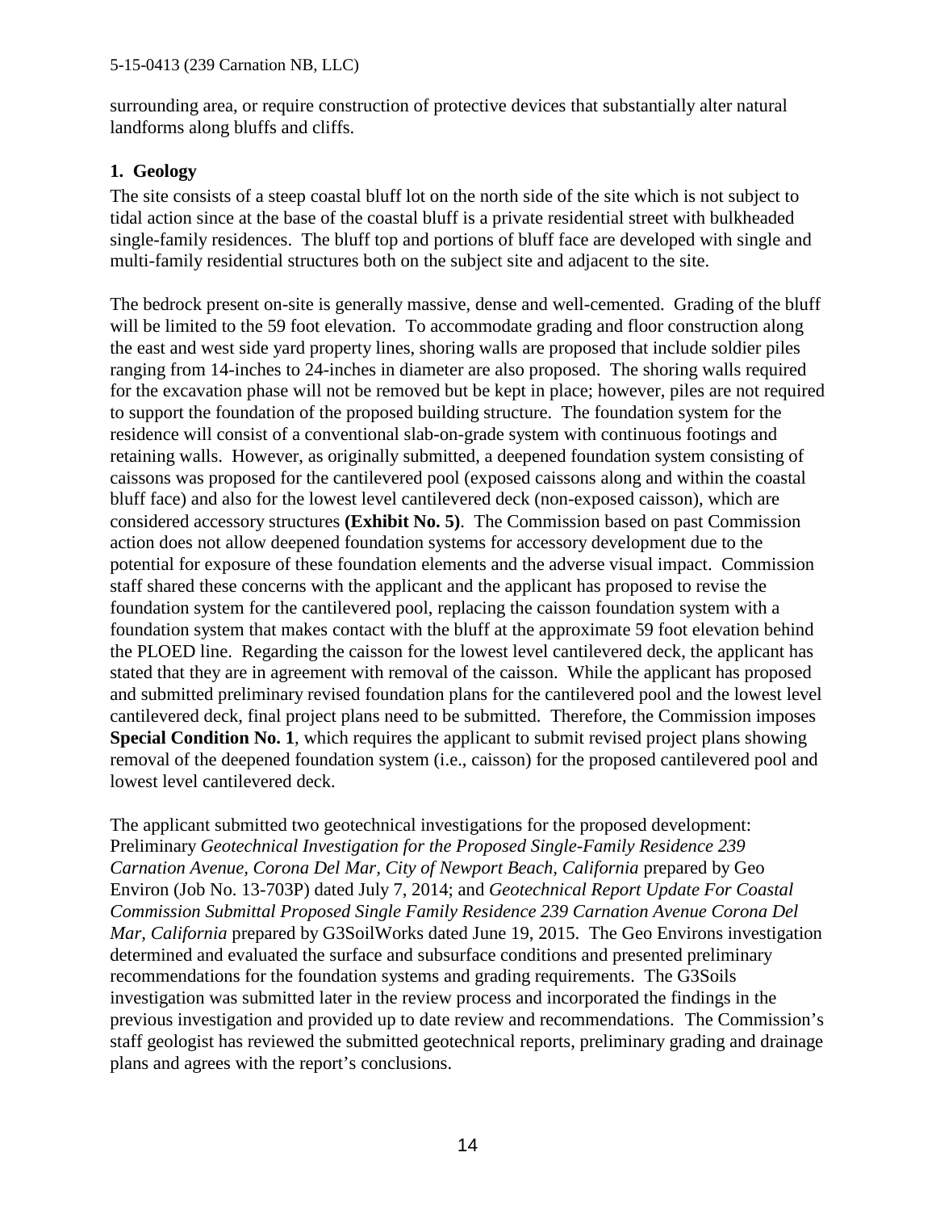surrounding area, or require construction of protective devices that substantially alter natural landforms along bluffs and cliffs.

### 1. Geology

The site consists of a steep coastal bluff lot on the north side of the site which is not subject to tidal action since at the base of the coastal bluff is a private residential street with bulkheaded single-family residences. The bluff top and portions of bluff face are developed with single and multi-family residential structures both on the subject site and adjacent to the site.

The bedrock present on-site is generally massive, dense and well-cemented. Grading of the bluff will be limited to the 59 foot elevation. To accommodate grading and floor construction along the east and west side yard property lines, shoring walls are proposed that include soldier piles ranging from 14-inches to 24-inches in diameter are also proposed. The shoring walls required for the excavation phase will not be removed but be kept in place; however, piles are not required to support the foundation of the proposed building structure. The foundation system for the residence will consist of a conventional slab-on-grade system with continuous footings and retaining walls. However, as originally submitted, a deepened foundation system consisting of caissons was proposed for the cantilevered pool (exposed caissons along and within the coastal bluff face) and also for the lowest level cantilevered deck (non-exposed caisson), which are considered accessory structures **(Exhibit No. 5)**. The Commission based on past Commission action does not allow deepened foundation systems for accessory development due to the potential for exposure of these foundation elements and the adverse visual impact. Commission staff shared these concerns with the applicant and the applicant has proposed to revise the foundation system for the cantilevered pool, replacing the caisson foundation system with a foundation system that makes contact with the bluff at the approximate 59 foot elevation behind the PLOED line. Regarding the caisson for the lowest level cantilevered deck, the applicant has stated that they are in agreement with removal of the caisson. While the applicant has proposed and submitted preliminary revised foundation plans for the cantilevered pool and the lowest level cantilevered deck, final project plans need to be submitted. Therefore, the Commission imposes **Special Condition No. 1**, which requires the applicant to submit revised project plans showing removal of the deepened foundation system (i.e., caisson) for the proposed cantilevered pool and lowest level cantilevered deck.

The applicant submitted two geotechnical investigations for the proposed development: Preliminary *Geotechnical Investigation for the Proposed Single-Family Residence 239 Carnation Avenue, Corona Del Mar, City of Newport Beach, California* prepared by Geo Environ (Job No. 13-703P) dated July 7, 2014; and *Geotechnical Report Update For Coastal Commission Submittal Proposed Single Family Residence 239 Carnation Avenue Corona Del Mar, California* prepared by G3SoilWorks dated June 19, 2015. The Geo Environs investigation determined and evaluated the surface and subsurface conditions and presented preliminary recommendations for the foundation systems and grading requirements. The G3Soils investigation was submitted later in the review process and incorporated the findings in the previous investigation and provided up to date review and recommendations. The Commission's staff geologist has reviewed the submitted geotechnical reports, preliminary grading and drainage plans and agrees with the report's conclusions.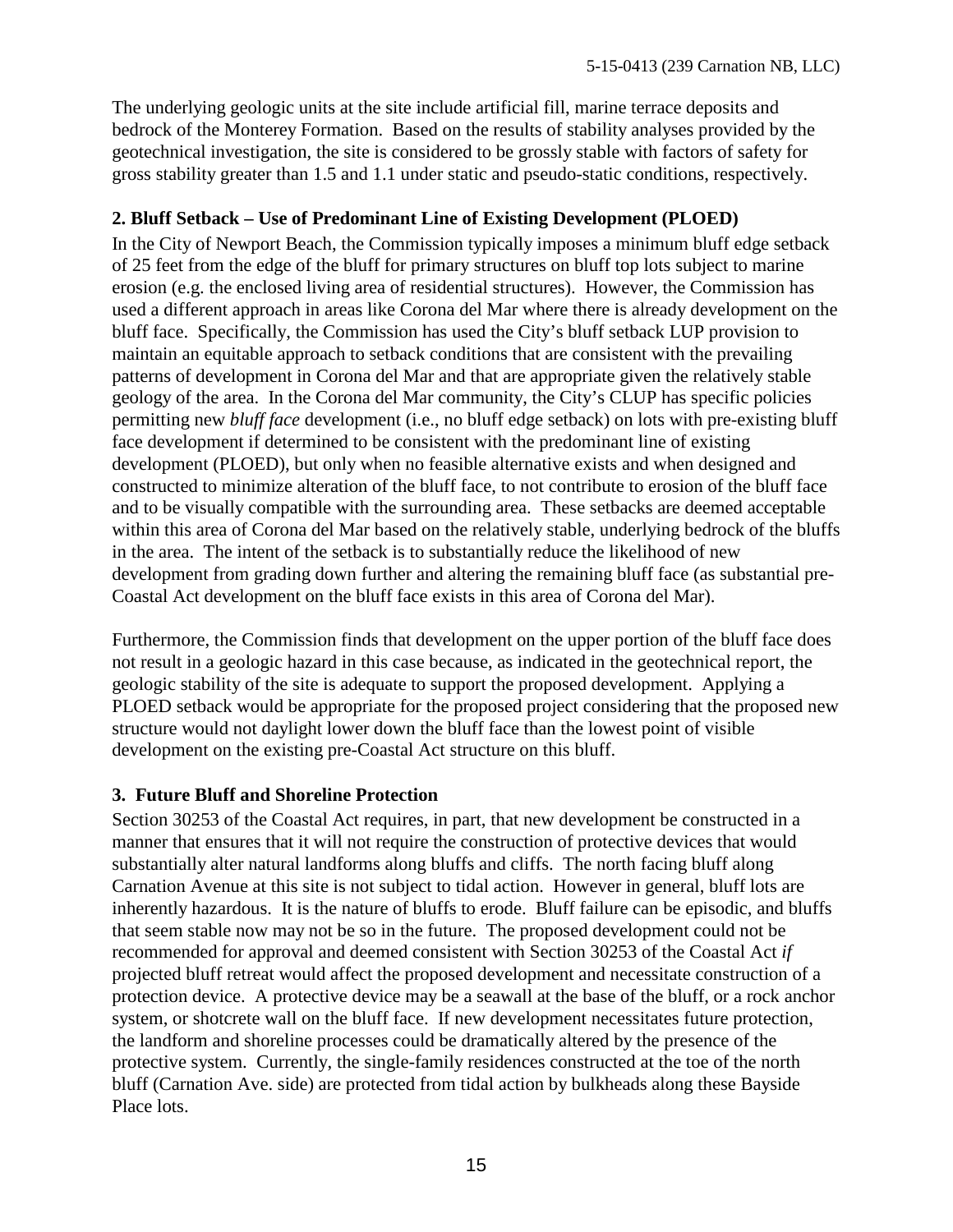The underlying geologic units at the site include artificial fill, marine terrace deposits and bedrock of the Monterey Formation. Based on the results of stability analyses provided by the geotechnical investigation, the site is considered to be grossly stable with factors of safety for gross stability greater than 1.5 and 1.1 under static and pseudo-static conditions, respectively.

**2. Bluff Setback – Use of Predominant Line of Existing Development (PLOED)**

In the City of Newport Beach, the Commission typically imposes a minimum bluff edge setback of 25 feet from the edge of the bluff for primary structures on bluff top lots subject to marine erosion (e.g. the enclosed living area of residential structures). However, the Commission has used a different approach in areas like Corona del Mar where there is already development on the bluff face. Specifically, the Commission has used the City's bluff setback LUP provision to maintain an equitable approach to setback conditions that are consistent with the prevailing patterns of development in Corona del Mar and that are appropriate given the relatively stable geology of the area. In the Corona del Mar community, the City's CLUP has specific policies permitting new *bluff face* development (i.e., no bluff edge setback) on lots with pre-existing bluff face development if determined to be consistent with the predominant line of existing development (PLOED), but only when no feasible alternative exists and when designed and constructed to minimize alteration of the bluff face, to not contribute to erosion of the bluff face and to be visually compatible with the surrounding area. These setbacks are deemed acceptable within this area of Corona del Mar based on the relatively stable, underlying bedrock of the bluffs in the area. The intent of the setback is to substantially reduce the likelihood of new development from grading down further and altering the remaining bluff face (as substantial pre-Coastal Act development on the bluff face exists in this area of Corona del Mar).

Furthermore, the Commission finds that development on the upper portion of the bluff face does not result in a geologic hazard in this case because, as indicated in the geotechnical report, the geologic stability of the site is adequate to support the proposed development. Applying a PLOED setback would be appropriate for the proposed project considering that the proposed new structure would not daylight lower down the bluff face than the lowest point of visible development on the existing pre-Coastal Act structure on this bluff.

**3. Future Bluff and Shoreline Protection**

Section 30253 of the Coastal Act requires, in part, that new development be constructed in a manner that ensures that it will not require the construction of protective devices that would substantially alter natural landforms along bluffs and cliffs. The north facing bluff along Carnation Avenue at this site is not subject to tidal action. However in general, bluff lots are inherently hazardous. It is the nature of bluffs to erode. Bluff failure can be episodic, and bluffs that seem stable now may not be so in the future. The proposed development could not be recommended for approval and deemed consistent with Section 30253 of the Coastal Act *if* projected bluff retreat would affect the proposed development and necessitate construction of a protection device. A protective device may be a seawall at the base of the bluff, or a rock anchor system, or shotcrete wall on the bluff face. If new development necessitates future protection, the landform and shoreline processes could be dramatically altered by the presence of the protective system. Currently, the single-family residences constructed at the toe of the north bluff (Carnation Ave. side) are protected from tidal action by bulkheads along these Bayside Place lots.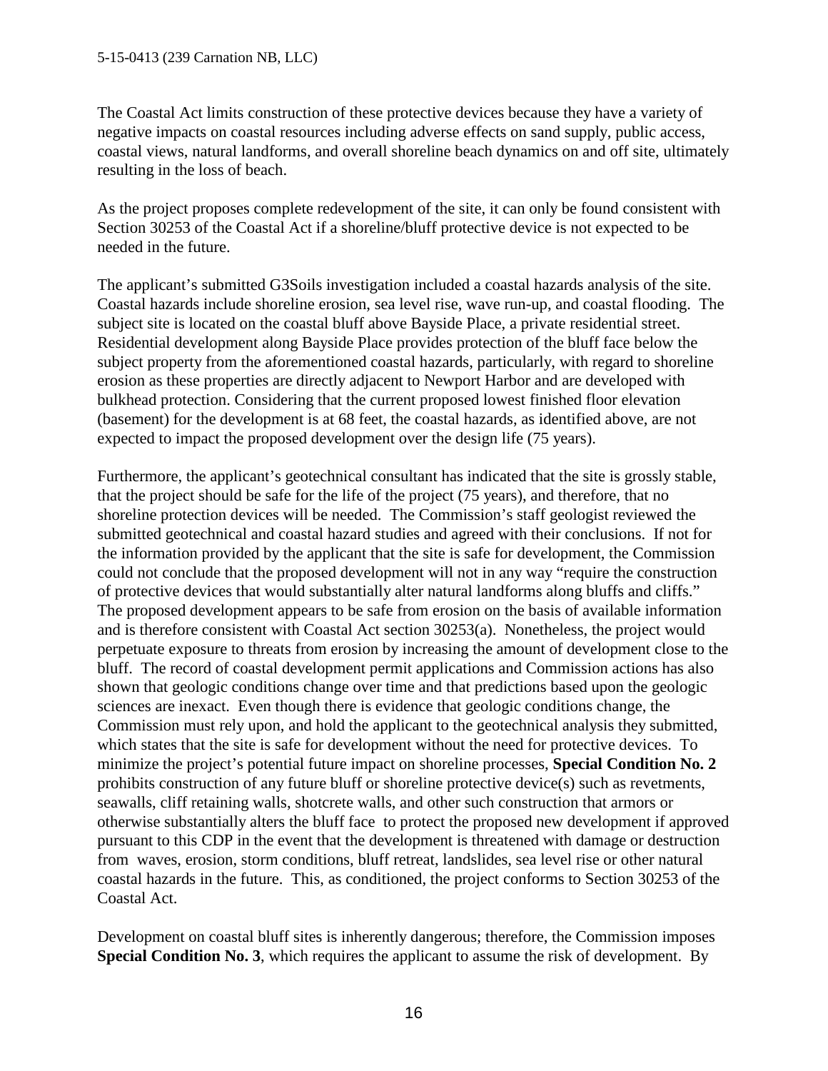The Coastal Act limits construction of these protective devices because they have a variety of negative impacts on coastal resources including adverse effects on sand supply, public access, coastal views, natural landforms, and overall shoreline beach dynamics on and off site, ultimately resulting in the loss of beach.

As the project proposes complete redevelopment of the site, it can only be found consistent with Section 30253 of the Coastal Act if a shoreline/bluff protective device is not expected to be needed in the future.

The applicant's submitted G3Soils investigation included a coastal hazards analysis of the site. Coastal hazards include shoreline erosion, sea level rise, wave run-up, and coastal flooding. The subject site is located on the coastal bluff above Bayside Place, a private residential street. Residential development along Bayside Place provides protection of the bluff face below the subject property from the aforementioned coastal hazards, particularly, with regard to shoreline erosion as these properties are directly adjacent to Newport Harbor and are developed with bulkhead protection. Considering that the current proposed lowest finished floor elevation (basement) for the development is at 68 feet, the coastal hazards, as identified above, are not expected to impact the proposed development over the design life (75 years).

Furthermore, the applicant's geotechnical consultant has indicated that the site is grossly stable, that the project should be safe for the life of the project (75 years), and therefore, that no shoreline protection devices will be needed. The Commission's staff geologist reviewed the submitted geotechnical and coastal hazard studies and agreed with their conclusions. If not for the information provided by the applicant that the site is safe for development, the Commission could not conclude that the proposed development will not in any way "require the construction of protective devices that would substantially alter natural landforms along bluffs and cliffs." The proposed development appears to be safe from erosion on the basis of available information and is therefore consistent with Coastal Act section 30253(a). Nonetheless, the project would perpetuate exposure to threats from erosion by increasing the amount of development close to the bluff. The record of coastal development permit applications and Commission actions has also shown that geologic conditions change over time and that predictions based upon the geologic sciences are inexact. Even though there is evidence that geologic conditions change, the Commission must rely upon, and hold the applicant to the geotechnical analysis they submitted, which states that the site is safe for development without the need for protective devices. To minimize the project's potential future impact on shoreline processes, **Special Condition No. 2** prohibits construction of any future bluff or shoreline protective device(s) such as revetments, seawalls, cliff retaining walls, shotcrete walls, and other such construction that armors or otherwise substantially alters the bluff face to protect the proposed new development if approved pursuant to this CDP in the event that the development is threatened with damage or destruction from waves, erosion, storm conditions, bluff retreat, landslides, sea level rise or other natural coastal hazards in the future. This, as conditioned, the project conforms to Section 30253 of the Coastal Act.

Development on coastal bluff sites is inherently dangerous; therefore, the Commission imposes **Special Condition No. 3**, which requires the applicant to assume the risk of development. By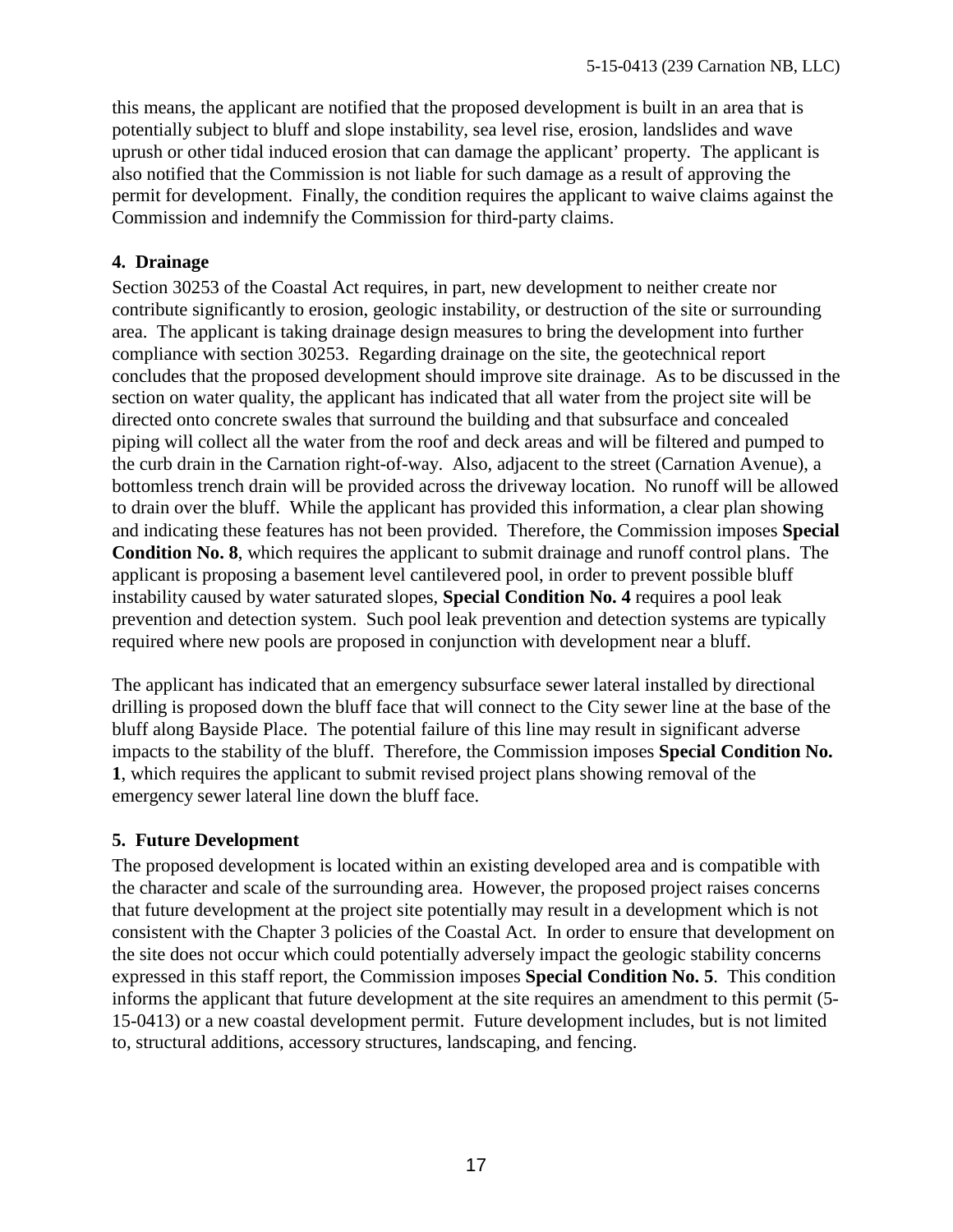this means, the applicant are notified that the proposed development is built in an area that is potentially subject to bluff and slope instability, sea level rise, erosion, landslides and wave uprush or other tidal induced erosion that can damage the applicant' property. The applicant is also notified that the Commission is not liable for such damage as a result of approving the permit for development. Finally, the condition requires the applicant to waive claims against the Commission and indemnify the Commission for third-party claims.

**4. Drainage**

Section 30253 of the Coastal Act requires, in part, new development to neither create nor contribute significantly to erosion, geologic instability, or destruction of the site or surrounding area. The applicant is taking drainage design measures to bring the development into further compliance with section 30253. Regarding drainage on the site, the geotechnical report concludes that the proposed development should improve site drainage. As to be discussed in the section on water quality, the applicant has indicated that all water from the project site will be directed onto concrete swales that surround the building and that subsurface and concealed piping will collect all the water from the roof and deck areas and will be filtered and pumped to the curb drain in the Carnation right-of-way. Also, adjacent to the street (Carnation Avenue), a bottomless trench drain will be provided across the driveway location. No runoff will be allowed to drain over the bluff. While the applicant has provided this information, a clear plan showing and indicating these features has not been provided. Therefore, the Commission imposes **Special Condition No. 8**, which requires the applicant to submit drainage and runoff control plans. The applicant is proposing a basement level cantilevered pool, in order to prevent possible bluff instability caused by water saturated slopes, **Special Condition No. 4** requires a pool leak prevention and detection system. Such pool leak prevention and detection systems are typically required where new pools are proposed in conjunction with development near a bluff.

The applicant has indicated that an emergency subsurface sewer lateral installed by directional drilling is proposed down the bluff face that will connect to the City sewer line at the base of the bluff along Bayside Place. The potential failure of this line may result in significant adverse impacts to the stability of the bluff. Therefore, the Commission imposes **Special Condition No. 1**, which requires the applicant to submit revised project plans showing removal of the emergency sewer lateral line down the bluff face.

**5. Future Development**

The proposed development is located within an existing developed area and is compatible with the character and scale of the surrounding area. However, the proposed project raises concerns that future development at the project site potentially may result in a development which is not consistent with the Chapter 3 policies of the Coastal Act. In order to ensure that development on the site does not occur which could potentially adversely impact the geologic stability concerns expressed in this staff report, the Commission imposes **Special Condition No. 5**. This condition informs the applicant that future development at the site requires an amendment to this permit (5-15-0413) or a new coastal development permit. Future development includes, but is not limited to, structural additions, accessory structures, landscaping, and fencing.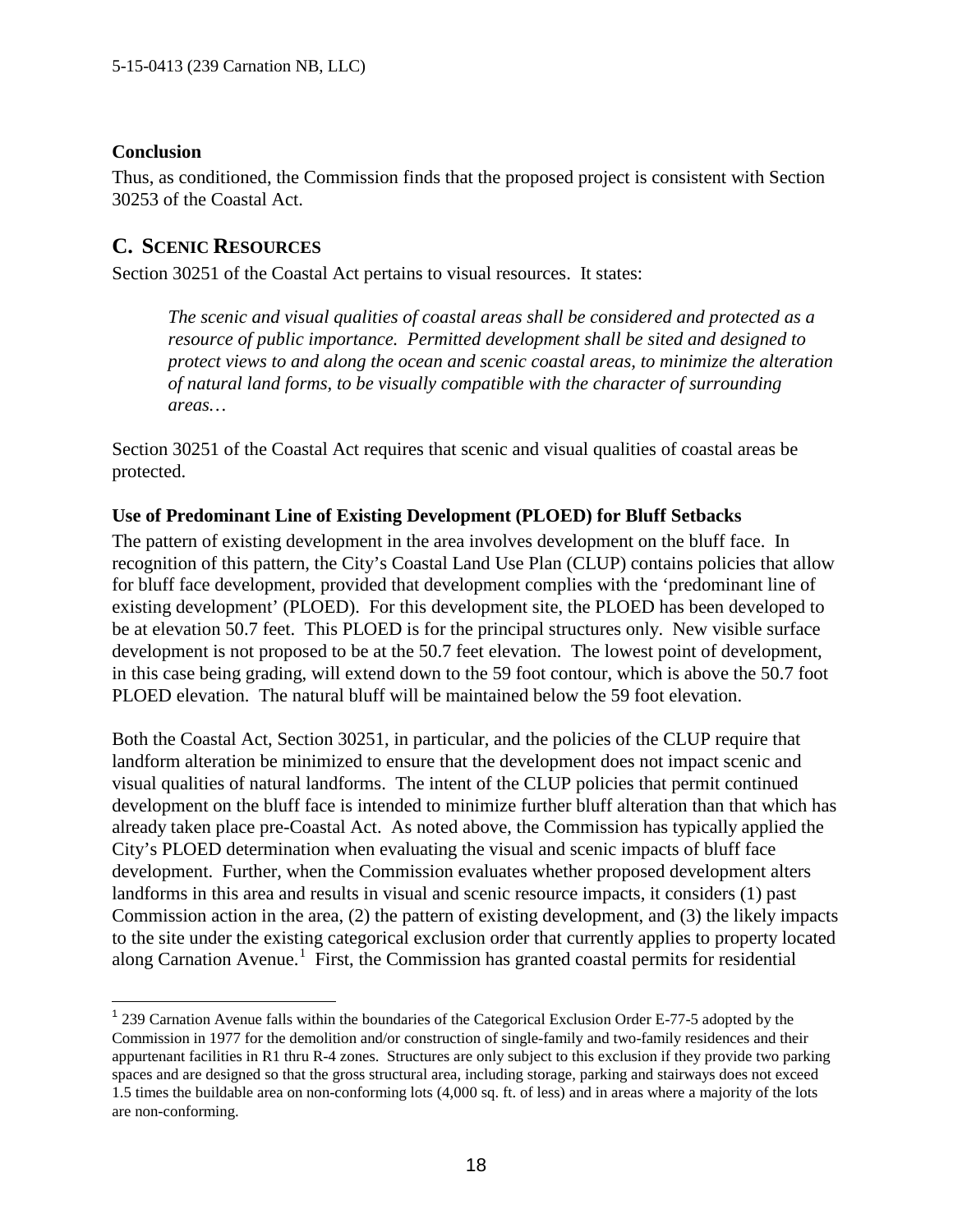### Conclusion

Thus, as conditioned, the Commission finds that the proposed project is consistent with Section 30253 of the Coastal Act.

## C. SCENIC RESOURCES

Section 30251 of the Coastal Act pertains to visual resources. It states:

> *The scenic and visual qualities of coastal areas shall be considered and protected as a resource of public importance. Permitted development shall be sited and designed to protect views to and along the ocean and scenic coastal areas, to minimize the alteration of natural land forms, to be visually compatible with the character of surrounding areas…*

Section 30251 of the Coastal Act requires that scenic and visual qualities of coastal areas be protected.

### Use of Predominant Line of Existing Development (PLOED) for Bluff Setbacks

The pattern of existing development in the area involves development on the bluff face. In recognition of this pattern, the City's Coastal Land Use Plan (CLUP) contains policies that allow for bluff face development, provided that development complies with the 'predominant line of existing development' (PLOED). For this development site, the PLOED has been developed to be at elevation 50.7 feet. This PLOED is for the principal structures only. New visible surface development is not proposed to be at the 50.7 feet elevation. The lowest point of development, in this case being grading, will extend down to the 59 foot contour, which is above the 50.7 foot PLOED elevation. The natural bluff will be maintained below the 59 foot elevation.

Both the Coastal Act, Section 30251, in particular, and the policies of the CLUP require that landform alteration be minimized to ensure that the development does not impact scenic and visual qualities of natural landforms. The intent of the CLUP policies that permit continued development on the bluff face is intended to minimize further bluff alteration than that which has already taken place pre-Coastal Act. As noted above, the Commission has typically applied the City's PLOED determination when evaluating the visual and scenic impacts of bluff face development. Further, when the Commission evaluates whether proposed development alters landforms in this area and results in visual and scenic resource impacts, it considers (1) past Commission action in the area, (2) the pattern of existing development, and (3) the likely impacts to the site under the existing categorical exclusion order that currently applies to property located along Carnation Avenue.[1] First, the Commission has granted coastal permits for residential

[1] 239 Carnation Avenue falls within the boundaries of the Categorical Exclusion Order E-77-5 adopted by the Commission in 1977 for the demolition and/or construction of single-family and two-family residences and their appurtenant facilities in R1 thru R-4 zones. Structures are only subject to this exclusion if they provide two parking spaces and are designed so that the gross structural area, including storage, parking and stairways does not exceed 1.5 times the buildable area on non-conforming lots (4,000 sq. ft. of less) and in areas where a majority of the lots are non-conforming.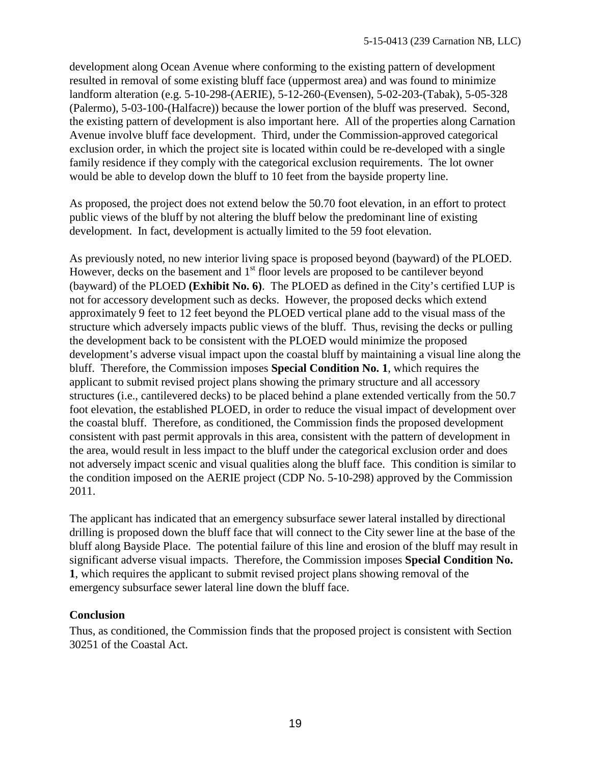development along Ocean Avenue where conforming to the existing pattern of development resulted in removal of some existing bluff face (uppermost area) and was found to minimize landform alteration (e.g. 5-10-298-(AERIE), 5-12-260-(Evensen), 5-02-203-(Tabak), 5-05-328 (Palermo), 5-03-100-(Halfacre)) because the lower portion of the bluff was preserved. Second, the existing pattern of development is also important here. All of the properties along Carnation Avenue involve bluff face development. Third, under the Commission-approved categorical exclusion order, in which the project site is located within could be re-developed with a single family residence if they comply with the categorical exclusion requirements. The lot owner would be able to develop down the bluff to 10 feet from the bayside property line.

As proposed, the project does not extend below the 50.70 foot elevation, in an effort to protect public views of the bluff by not altering the bluff below the predominant line of existing development. In fact, development is actually limited to the 59 foot elevation.

As previously noted, no new interior living space is proposed beyond (bayward) of the PLOED. However, decks on the basement and 1st floor levels are proposed to be cantilever beyond (bayward) of the PLOED **(Exhibit No. 6)**. The PLOED as defined in the City's certified LUP is not for accessory development such as decks. However, the proposed decks which extend approximately 9 feet to 12 feet beyond the PLOED vertical plane add to the visual mass of the structure which adversely impacts public views of the bluff. Thus, revising the decks or pulling the development back to be consistent with the PLOED would minimize the proposed development's adverse visual impact upon the coastal bluff by maintaining a visual line along the bluff. Therefore, the Commission imposes **Special Condition No. 1**, which requires the applicant to submit revised project plans showing the primary structure and all accessory structures (i.e., cantilevered decks) to be placed behind a plane extended vertically from the 50.7 foot elevation, the established PLOED, in order to reduce the visual impact of development over the coastal bluff. Therefore, as conditioned, the Commission finds the proposed development consistent with past permit approvals in this area, consistent with the pattern of development in the area, would result in less impact to the bluff under the categorical exclusion order and does not adversely impact scenic and visual qualities along the bluff face. This condition is similar to the condition imposed on the AERIE project (CDP No. 5-10-298) approved by the Commission 2011.

The applicant has indicated that an emergency subsurface sewer lateral installed by directional drilling is proposed down the bluff face that will connect to the City sewer line at the base of the bluff along Bayside Place. The potential failure of this line and erosion of the bluff may result in significant adverse visual impacts. Therefore, the Commission imposes **Special Condition No. 1**, which requires the applicant to submit revised project plans showing removal of the emergency subsurface sewer lateral line down the bluff face.

**Conclusion**

Thus, as conditioned, the Commission finds that the proposed project is consistent with Section 30251 of the Coastal Act.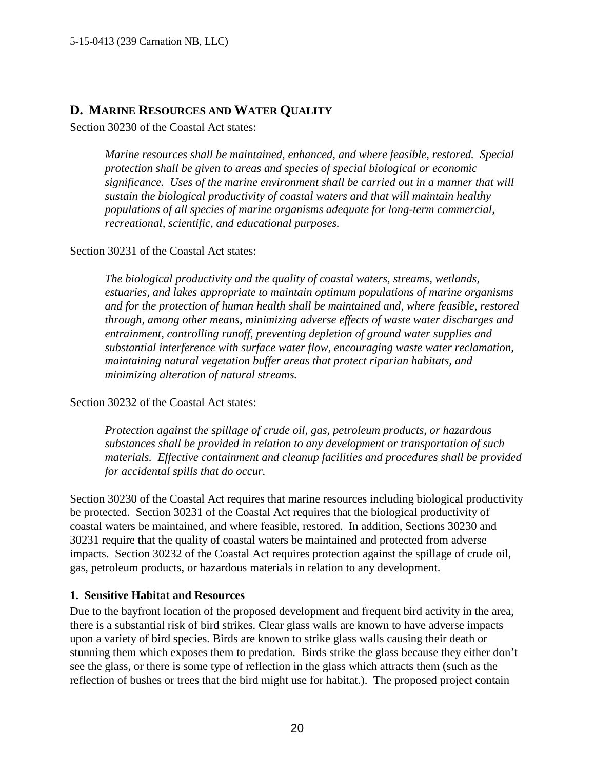## D. MARINE RESOURCES AND WATER QUALITY

Section 30230 of the Coastal Act states:

> *Marine resources shall be maintained, enhanced, and where feasible, restored. Special protection shall be given to areas and species of special biological or economic significance. Uses of the marine environment shall be carried out in a manner that will sustain the biological productivity of coastal waters and that will maintain healthy populations of all species of marine organisms adequate for long-term commercial, recreational, scientific, and educational purposes.*

Section 30231 of the Coastal Act states:

> *The biological productivity and the quality of coastal waters, streams, wetlands, estuaries, and lakes appropriate to maintain optimum populations of marine organisms and for the protection of human health shall be maintained and, where feasible, restored through, among other means, minimizing adverse effects of waste water discharges and entrainment, controlling runoff, preventing depletion of ground water supplies and substantial interference with surface water flow, encouraging waste water reclamation, maintaining natural vegetation buffer areas that protect riparian habitats, and minimizing alteration of natural streams.*

Section 30232 of the Coastal Act states:

> *Protection against the spillage of crude oil, gas, petroleum products, or hazardous substances shall be provided in relation to any development or transportation of such materials. Effective containment and cleanup facilities and procedures shall be provided for accidental spills that do occur.*

Section 30230 of the Coastal Act requires that marine resources including biological productivity be protected. Section 30231 of the Coastal Act requires that the biological productivity of coastal waters be maintained, and where feasible, restored. In addition, Sections 30230 and 30231 require that the quality of coastal waters be maintained and protected from adverse impacts. Section 30232 of the Coastal Act requires protection against the spillage of crude oil, gas, petroleum products, or hazardous materials in relation to any development.

### 1. Sensitive Habitat and Resources

Due to the bayfront location of the proposed development and frequent bird activity in the area, there is a substantial risk of bird strikes. Clear glass walls are known to have adverse impacts upon a variety of bird species. Birds are known to strike glass walls causing their death or stunning them which exposes them to predation. Birds strike the glass because they either don't see the glass, or there is some type of reflection in the glass which attracts them (such as the reflection of bushes or trees that the bird might use for habitat.). The proposed project contain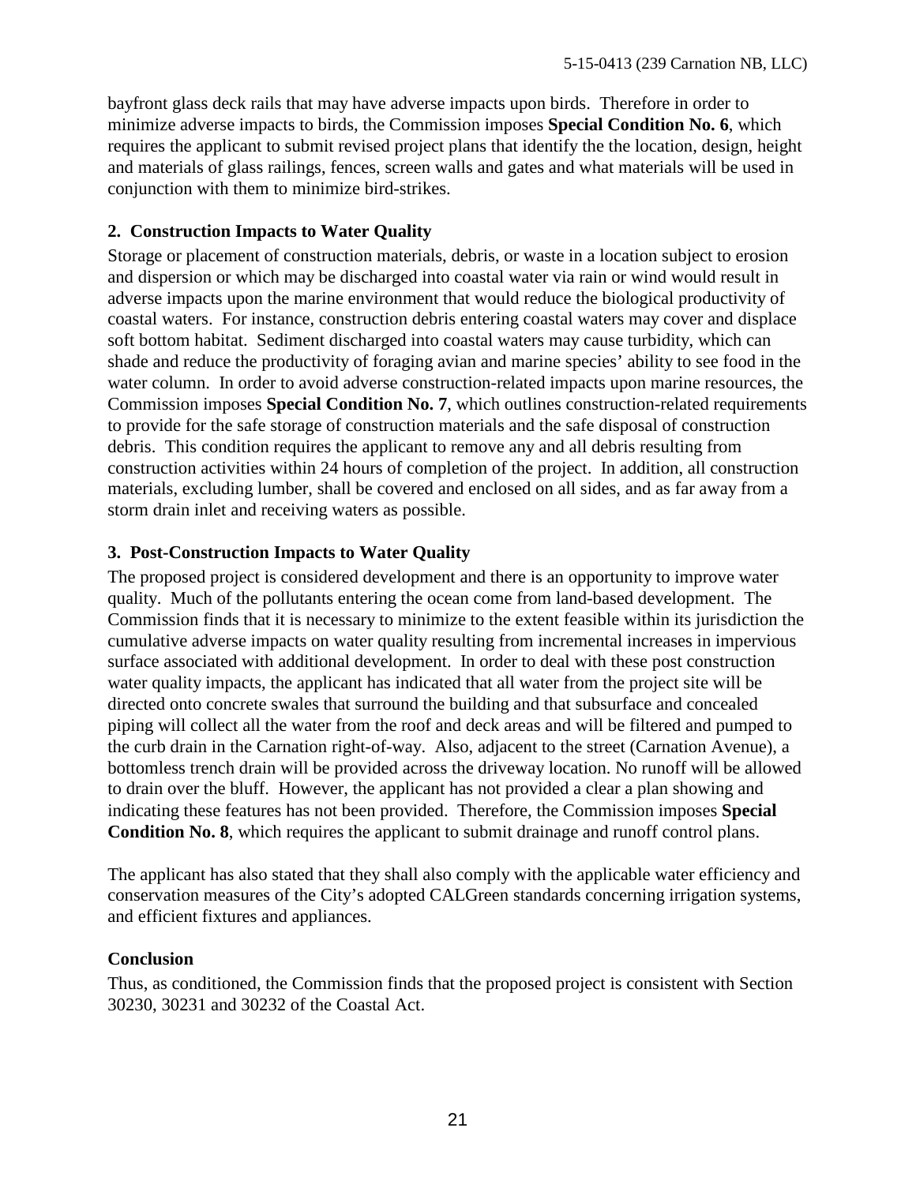bayfront glass deck rails that may have adverse impacts upon birds. Therefore in order to minimize adverse impacts to birds, the Commission imposes **Special Condition No. 6**, which requires the applicant to submit revised project plans that identify the the location, design, height and materials of glass railings, fences, screen walls and gates and what materials will be used in conjunction with them to minimize bird-strikes.

### 2. Construction Impacts to Water Quality

Storage or placement of construction materials, debris, or waste in a location subject to erosion and dispersion or which may be discharged into coastal water via rain or wind would result in adverse impacts upon the marine environment that would reduce the biological productivity of coastal waters. For instance, construction debris entering coastal waters may cover and displace soft bottom habitat. Sediment discharged into coastal waters may cause turbidity, which can shade and reduce the productivity of foraging avian and marine species' ability to see food in the water column. In order to avoid adverse construction-related impacts upon marine resources, the Commission imposes **Special Condition No. 7**, which outlines construction-related requirements to provide for the safe storage of construction materials and the safe disposal of construction debris. This condition requires the applicant to remove any and all debris resulting from construction activities within 24 hours of completion of the project. In addition, all construction materials, excluding lumber, shall be covered and enclosed on all sides, and as far away from a storm drain inlet and receiving waters as possible.

### 3. Post-Construction Impacts to Water Quality

The proposed project is considered development and there is an opportunity to improve water quality. Much of the pollutants entering the ocean come from land-based development. The Commission finds that it is necessary to minimize to the extent feasible within its jurisdiction the cumulative adverse impacts on water quality resulting from incremental increases in impervious surface associated with additional development. In order to deal with these post construction water quality impacts, the applicant has indicated that all water from the project site will be directed onto concrete swales that surround the building and that subsurface and concealed piping will collect all the water from the roof and deck areas and will be filtered and pumped to the curb drain in the Carnation right-of-way. Also, adjacent to the street (Carnation Avenue), a bottomless trench drain will be provided across the driveway location. No runoff will be allowed to drain over the bluff. However, the applicant has not provided a clear a plan showing and indicating these features has not been provided. Therefore, the Commission imposes **Special Condition No. 8**, which requires the applicant to submit drainage and runoff control plans.

The applicant has also stated that they shall also comply with the applicable water efficiency and conservation measures of the City's adopted CALGreen standards concerning irrigation systems, and efficient fixtures and appliances.

### Conclusion

Thus, as conditioned, the Commission finds that the proposed project is consistent with Section 30230, 30231 and 30232 of the Coastal Act.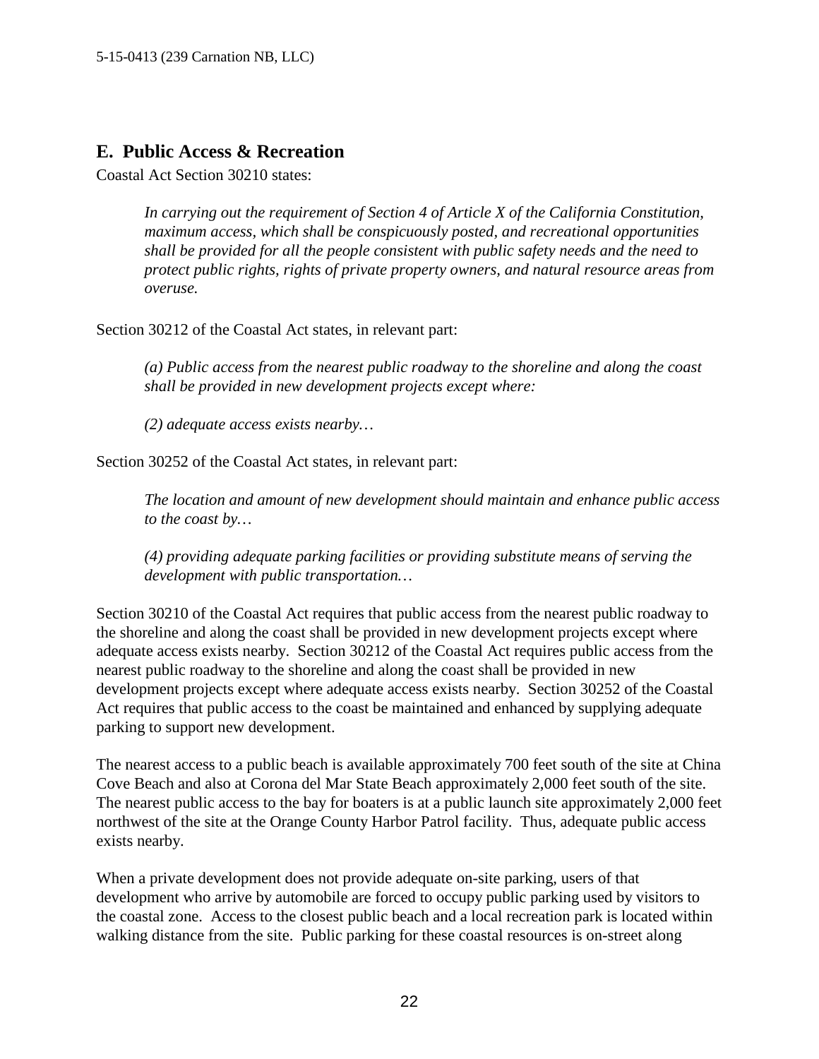## E. Public Access & Recreation

Coastal Act Section 30210 states:

> *In carrying out the requirement of Section 4 of Article X of the California Constitution, maximum access, which shall be conspicuously posted, and recreational opportunities shall be provided for all the people consistent with public safety needs and the need to protect public rights, rights of private property owners, and natural resource areas from overuse.*

Section 30212 of the Coastal Act states, in relevant part:

> *(a) Public access from the nearest public roadway to the shoreline and along the coast shall be provided in new development projects except where:*
>
> *(2) adequate access exists nearby…*

Section 30252 of the Coastal Act states, in relevant part:

> *The location and amount of new development should maintain and enhance public access to the coast by…*
>
> *(4) providing adequate parking facilities or providing substitute means of serving the development with public transportation…*

Section 30210 of the Coastal Act requires that public access from the nearest public roadway to the shoreline and along the coast shall be provided in new development projects except where adequate access exists nearby. Section 30212 of the Coastal Act requires public access from the nearest public roadway to the shoreline and along the coast shall be provided in new development projects except where adequate access exists nearby. Section 30252 of the Coastal Act requires that public access to the coast be maintained and enhanced by supplying adequate parking to support new development.

The nearest access to a public beach is available approximately 700 feet south of the site at China Cove Beach and also at Corona del Mar State Beach approximately 2,000 feet south of the site. The nearest public access to the bay for boaters is at a public launch site approximately 2,000 feet northwest of the site at the Orange County Harbor Patrol facility. Thus, adequate public access exists nearby.

When a private development does not provide adequate on-site parking, users of that development who arrive by automobile are forced to occupy public parking used by visitors to the coastal zone. Access to the closest public beach and a local recreation park is located within walking distance from the site. Public parking for these coastal resources is on-street along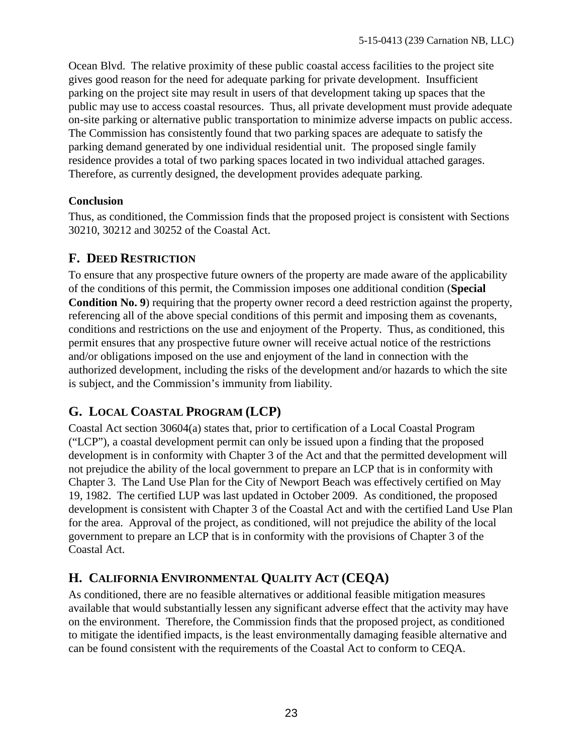Ocean Blvd. The relative proximity of these public coastal access facilities to the project site gives good reason for the need for adequate parking for private development. Insufficient parking on the project site may result in users of that development taking up spaces that the public may use to access coastal resources. Thus, all private development must provide adequate on-site parking or alternative public transportation to minimize adverse impacts on public access. The Commission has consistently found that two parking spaces are adequate to satisfy the parking demand generated by one individual residential unit. The proposed single family residence provides a total of two parking spaces located in two individual attached garages. Therefore, as currently designed, the development provides adequate parking.

**Conclusion**

Thus, as conditioned, the Commission finds that the proposed project is consistent with Sections 30210, 30212 and 30252 of the Coastal Act.

## F. DEED RESTRICTION

To ensure that any prospective future owners of the property are made aware of the applicability of the conditions of this permit, the Commission imposes one additional condition (**Special Condition No. 9**) requiring that the property owner record a deed restriction against the property, referencing all of the above special conditions of this permit and imposing them as covenants, conditions and restrictions on the use and enjoyment of the Property. Thus, as conditioned, this permit ensures that any prospective future owner will receive actual notice of the restrictions and/or obligations imposed on the use and enjoyment of the land in connection with the authorized development, including the risks of the development and/or hazards to which the site is subject, and the Commission's immunity from liability.

## G. LOCAL COASTAL PROGRAM (LCP)

Coastal Act section 30604(a) states that, prior to certification of a Local Coastal Program ("LCP"), a coastal development permit can only be issued upon a finding that the proposed development is in conformity with Chapter 3 of the Act and that the permitted development will not prejudice the ability of the local government to prepare an LCP that is in conformity with Chapter 3. The Land Use Plan for the City of Newport Beach was effectively certified on May 19, 1982. The certified LUP was last updated in October 2009. As conditioned, the proposed development is consistent with Chapter 3 of the Coastal Act and with the certified Land Use Plan for the area. Approval of the project, as conditioned, will not prejudice the ability of the local government to prepare an LCP that is in conformity with the provisions of Chapter 3 of the Coastal Act.

## H. CALIFORNIA ENVIRONMENTAL QUALITY ACT (CEQA)

As conditioned, there are no feasible alternatives or additional feasible mitigation measures available that would substantially lessen any significant adverse effect that the activity may have on the environment. Therefore, the Commission finds that the proposed project, as conditioned to mitigate the identified impacts, is the least environmentally damaging feasible alternative and can be found consistent with the requirements of the Coastal Act to conform to CEQA.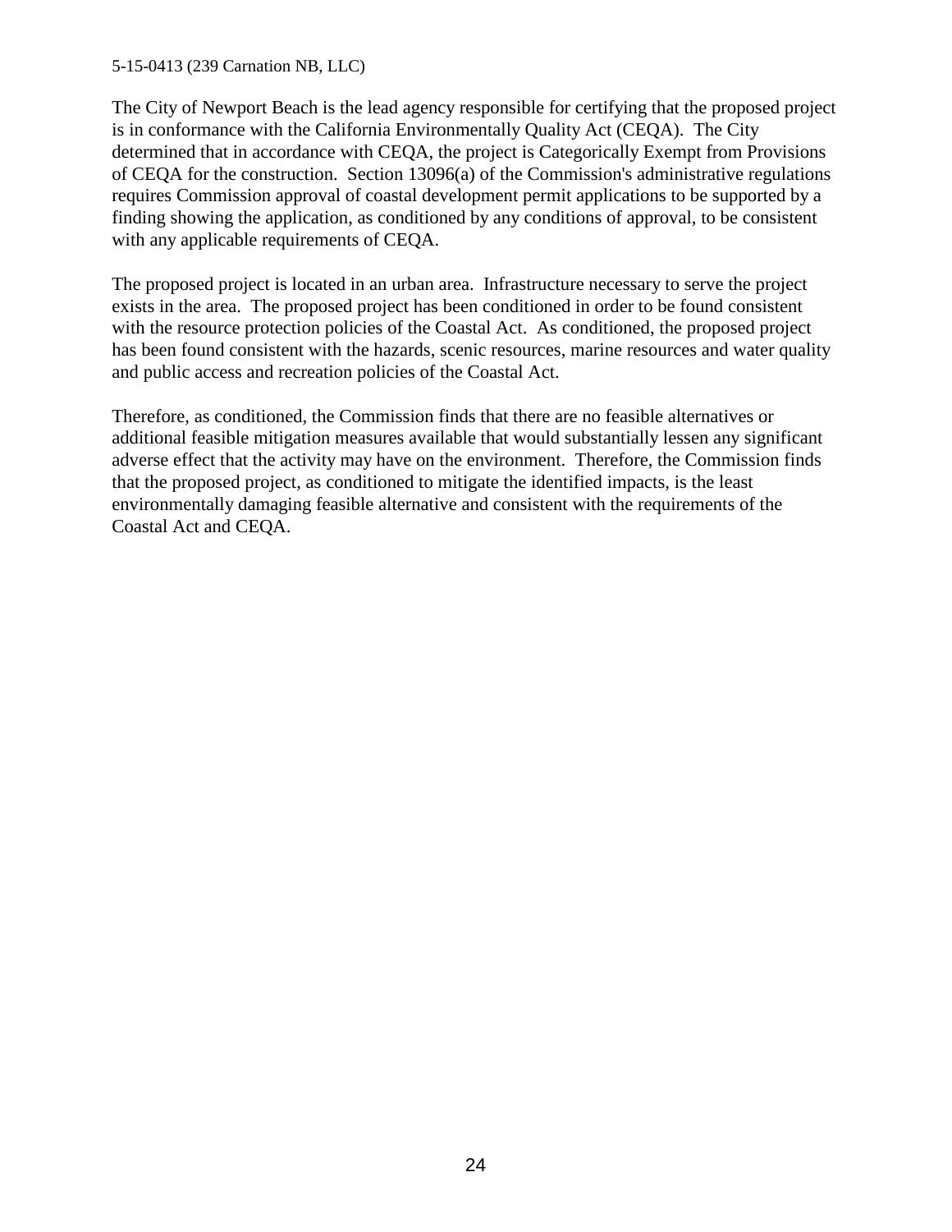The City of Newport Beach is the lead agency responsible for certifying that the proposed project is in conformance with the California Environmentally Quality Act (CEQA). The City determined that in accordance with CEQA, the project is Categorically Exempt from Provisions of CEQA for the construction. Section 13096(a) of the Commission's administrative regulations requires Commission approval of coastal development permit applications to be supported by a finding showing the application, as conditioned by any conditions of approval, to be consistent with any applicable requirements of CEQA.

The proposed project is located in an urban area. Infrastructure necessary to serve the project exists in the area. The proposed project has been conditioned in order to be found consistent with the resource protection policies of the Coastal Act. As conditioned, the proposed project has been found consistent with the hazards, scenic resources, marine resources and water quality and public access and recreation policies of the Coastal Act.

Therefore, as conditioned, the Commission finds that there are no feasible alternatives or additional feasible mitigation measures available that would substantially lessen any significant adverse effect that the activity may have on the environment. Therefore, the Commission finds that the proposed project, as conditioned to mitigate the identified impacts, is the least environmentally damaging feasible alternative and consistent with the requirements of the Coastal Act and CEQA.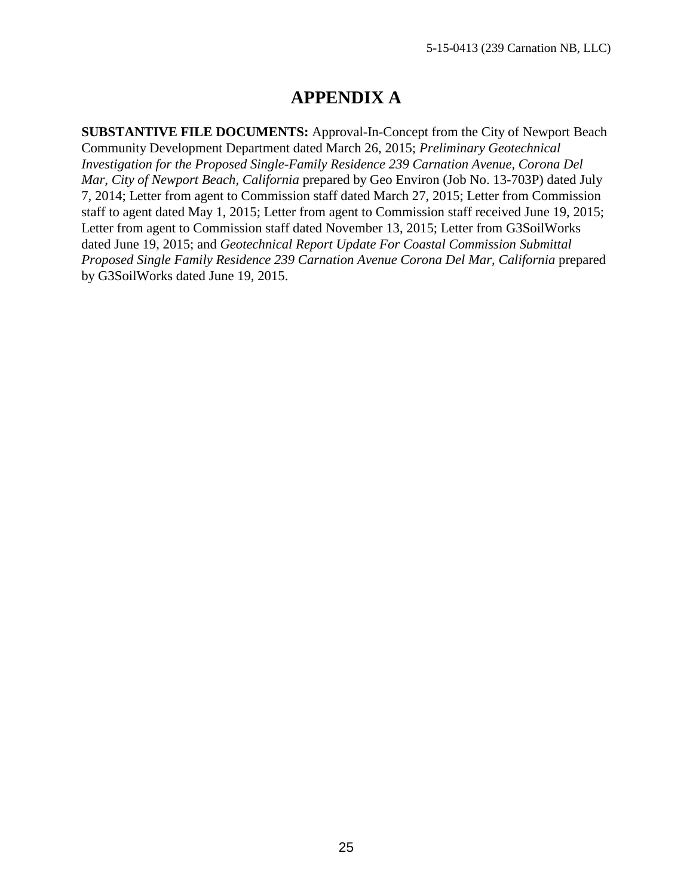# APPENDIX A

**SUBSTANTIVE FILE DOCUMENTS:** Approval-In-Concept from the City of Newport Beach Community Development Department dated March 26, 2015; *Preliminary Geotechnical Investigation for the Proposed Single-Family Residence 239 Carnation Avenue, Corona Del Mar, City of Newport Beach, California* prepared by Geo Environ (Job No. 13-703P) dated July 7, 2014; Letter from agent to Commission staff dated March 27, 2015; Letter from Commission staff to agent dated May 1, 2015; Letter from agent to Commission staff received June 19, 2015; Letter from agent to Commission staff dated November 13, 2015; Letter from G3SoilWorks dated June 19, 2015; and *Geotechnical Report Update For Coastal Commission Submittal Proposed Single Family Residence 239 Carnation Avenue Corona Del Mar, California* prepared by G3SoilWorks dated June 19, 2015.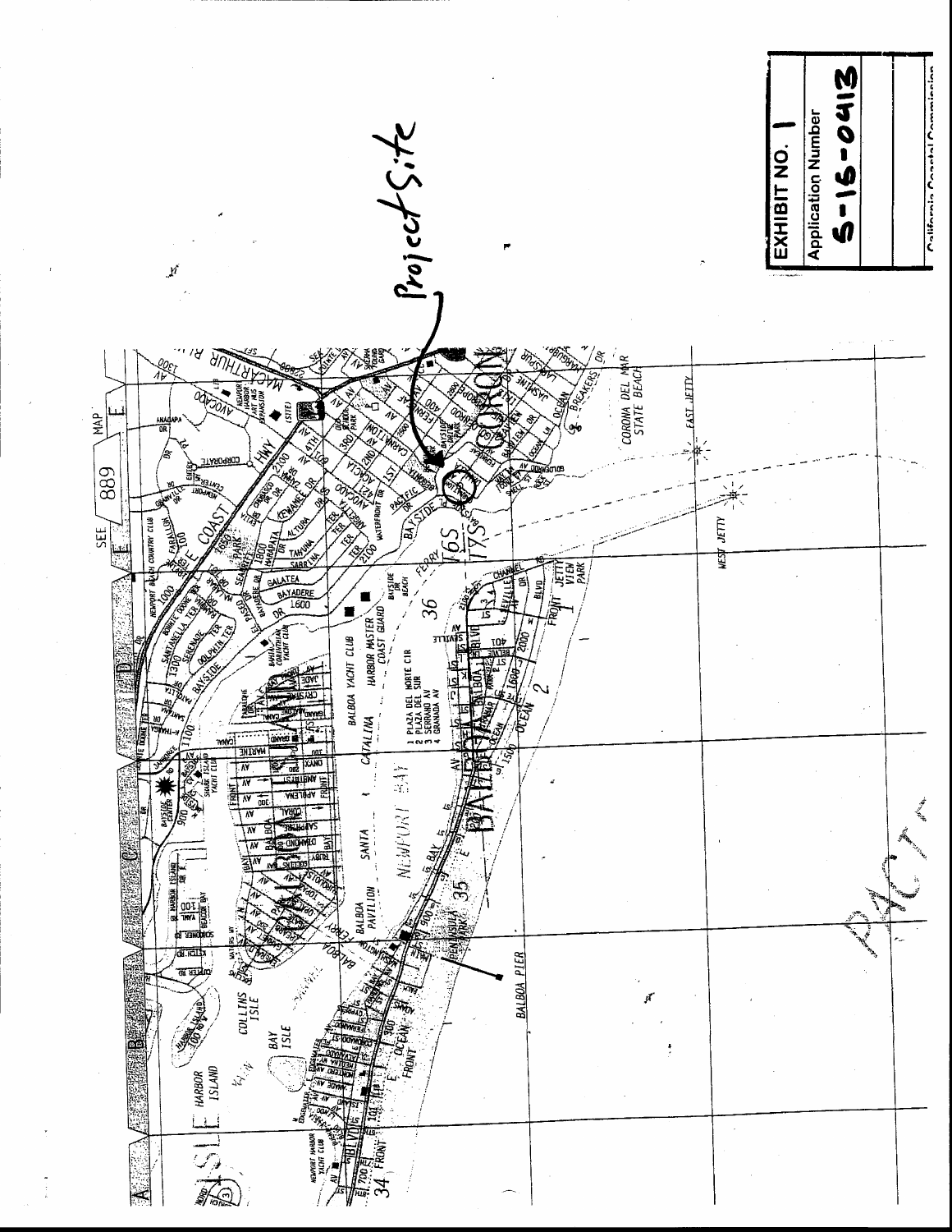**EXHIBIT NO. 1**

**Application Number**

**5-15-0413**

California Coastal Commission

Project Site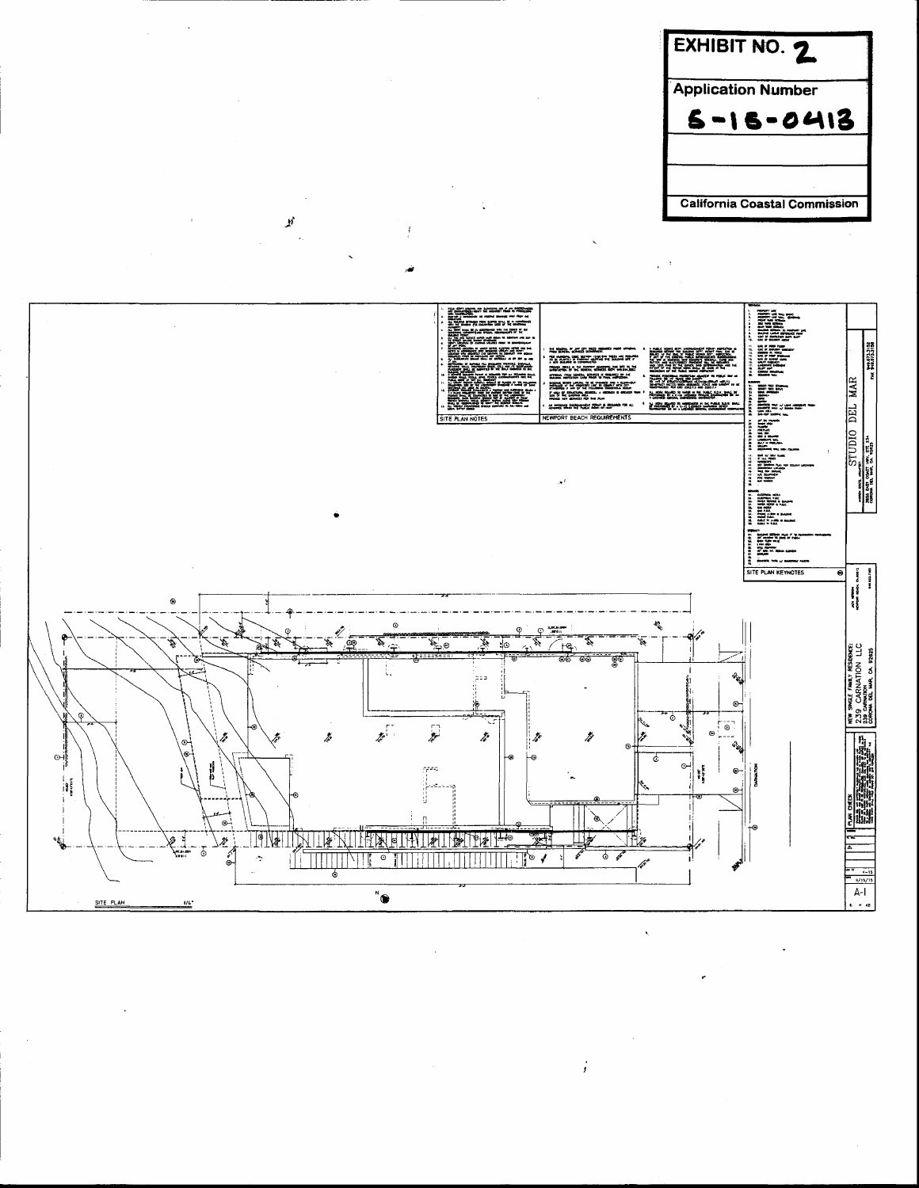**EXHIBIT NO. 2**

**Application Number**

**5-15-0413**

**California Coastal Commission**

SITE PLAN NOTES

NEWPORT BEACH REQUIREMENTS

SITE PLAN KEYNOTES

STUDIO DEL MAR

NEW SINGLE FAMILY RESIDENCE:
239 CARNATION LLC
239 CARNATION
CORONA DEL MAR, CA 92625

PLAN CHECK

CARNATION

SITE PLAN 1/8"

A-1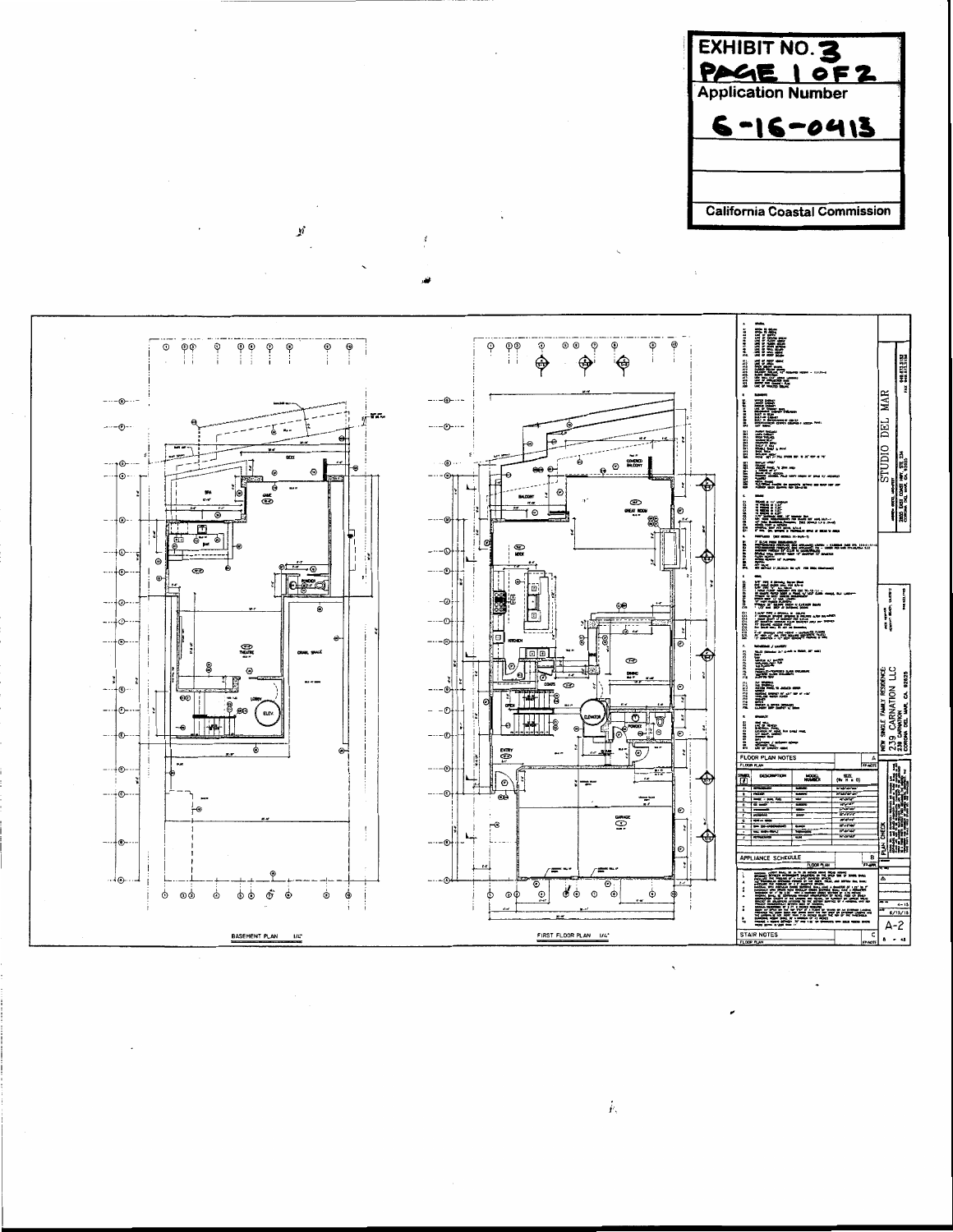**EXHIBIT NO. 3**
**PAGE 1 OF 2**

**Application Number**

**6-16-0413**

**California Coastal Commission**

BASEMENT PLAN 1/4"

FIRST FLOOR PLAN 1/4"

FLOOR PLAN NOTES

APPLIANCE SCHEDULE

STAIR NOTES

STUDIO DEL MAR

NEW SINGLE FAMILY RESIDENCE:
239 CARNATION LLC
239 CARNATION
CORONA DEL MAR, CA 92625

A-2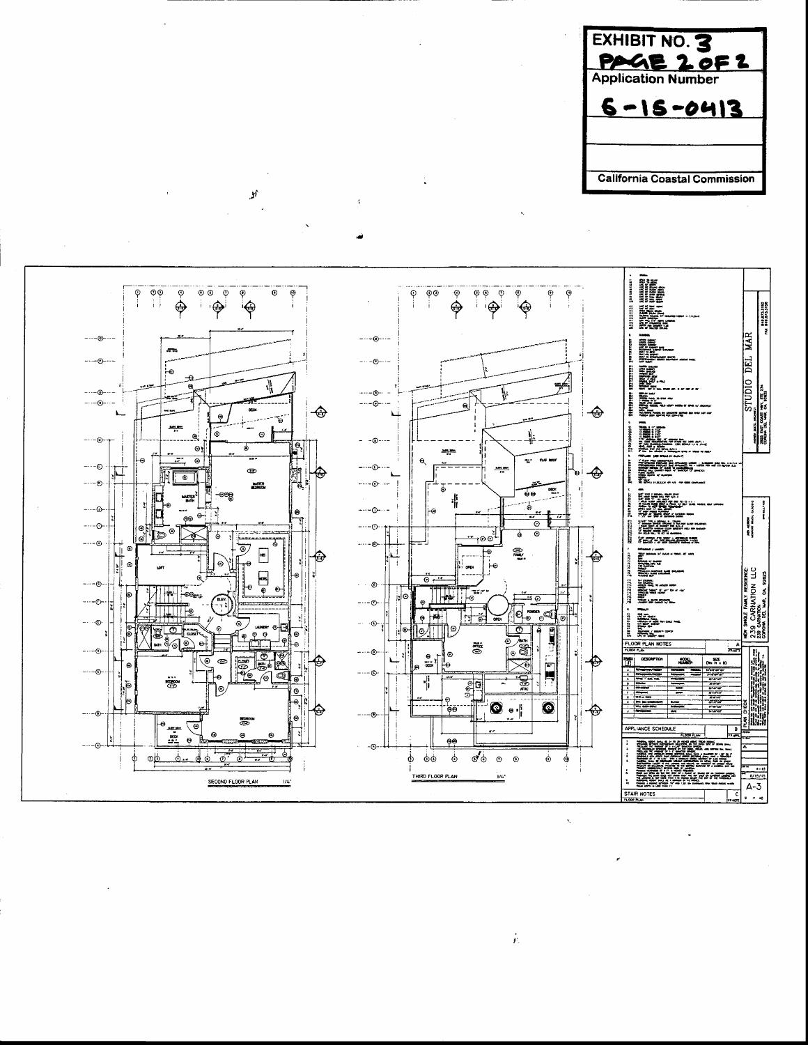**EXHIBIT NO. 3**
**PAGE 2 OF 2**

**Application Number**

**6-15-0413**

**California Coastal Commission**

SECOND FLOOR PLAN 1/4"

THIRD FLOOR PLAN 1/4"

FLOOR PLAN NOTES

APPLIANCE SCHEDULE

STAIR NOTES

STUDIO DEL MAR

NEW SINGLE FAMILY RESIDENCE:
239 CARNATION LLC
239 CARNATION
CORONA DEL MAR, CA. 92625

PLAN CHECK

6/15/15

A-3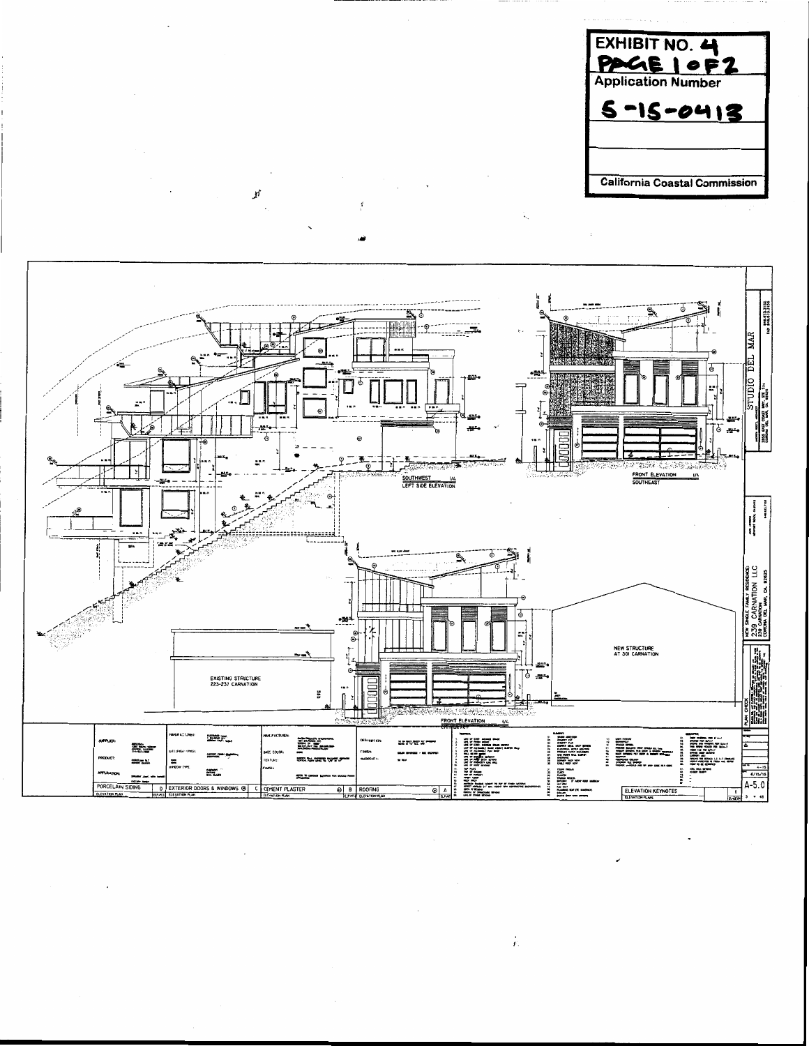**EXHIBIT NO. 4**
**PAGE 1 OF 2**
**Application Number**
**5-15-0413**

**California Coastal Commission**

SOUTHWEST
LEFT SIDE ELEVATION

FRONT ELEVATION
SOUTHEAST

EXISTING STRUCTURE
223-237 CARNATION

NEW STRUCTURE
AT 301 CARNATION

FRONT ELEVATION

STUDIO DEL MAR

NEW SINGLE FAMILY RESIDENCE
239 CARNATION LLC
239 CARNATION
CORONA DEL MAR, CA 92625

PORCELAIN SIDING | D | EXTERIOR DOORS & WINDOWS | C | CEMENT PLASTER | B | ROOFING | A | ELEVATION KEYNOTES

ELEVATION PLAN

A-5.0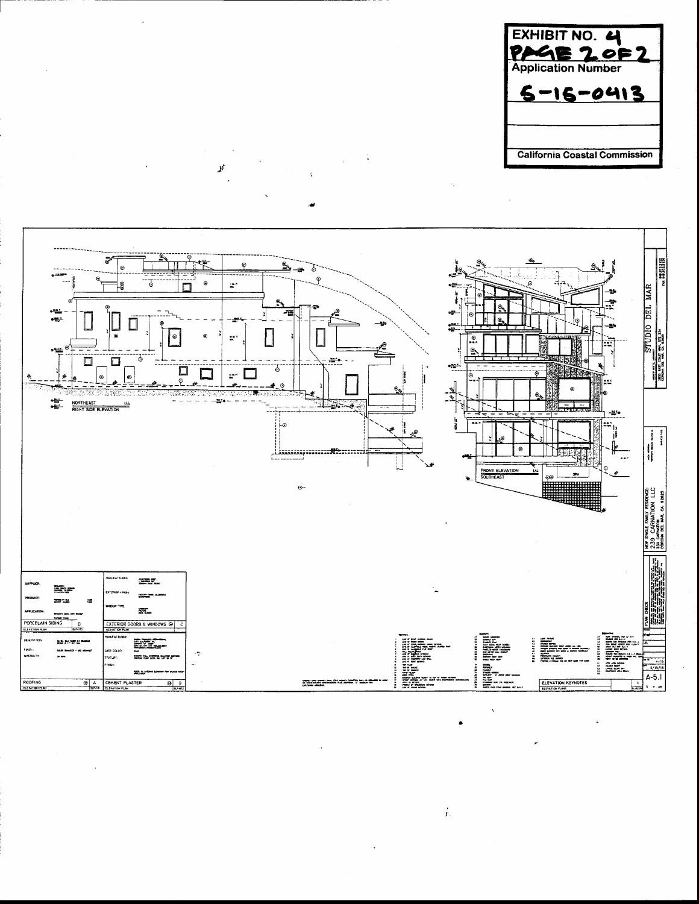| EXHIBIT NO. 4 |
| --- |
| PAGE 2 OF 2 |
| Application Number |
| 5-15-0413 |
| |
| |
| California Coastal Commission |

NORTHEAST 1/4
RIGHT SIDE ELEVATION

FRONT ELEVATION 1/4
SOUTHEAST

SPA

PORCELAIN SIDING | D

EXTERIOR DOORS & WINDOWS | C

ROOFING | A

CEMENT PLASTER | B

ELEVATION KEYNOTES

STUDIO DEL MAR

NEW SINGLE FAMILY RESIDENCE:
239 CARNATION LLC
239 CARNATION
CORONA DEL MAR, CA 92625

PLAN CHECK

A-5.1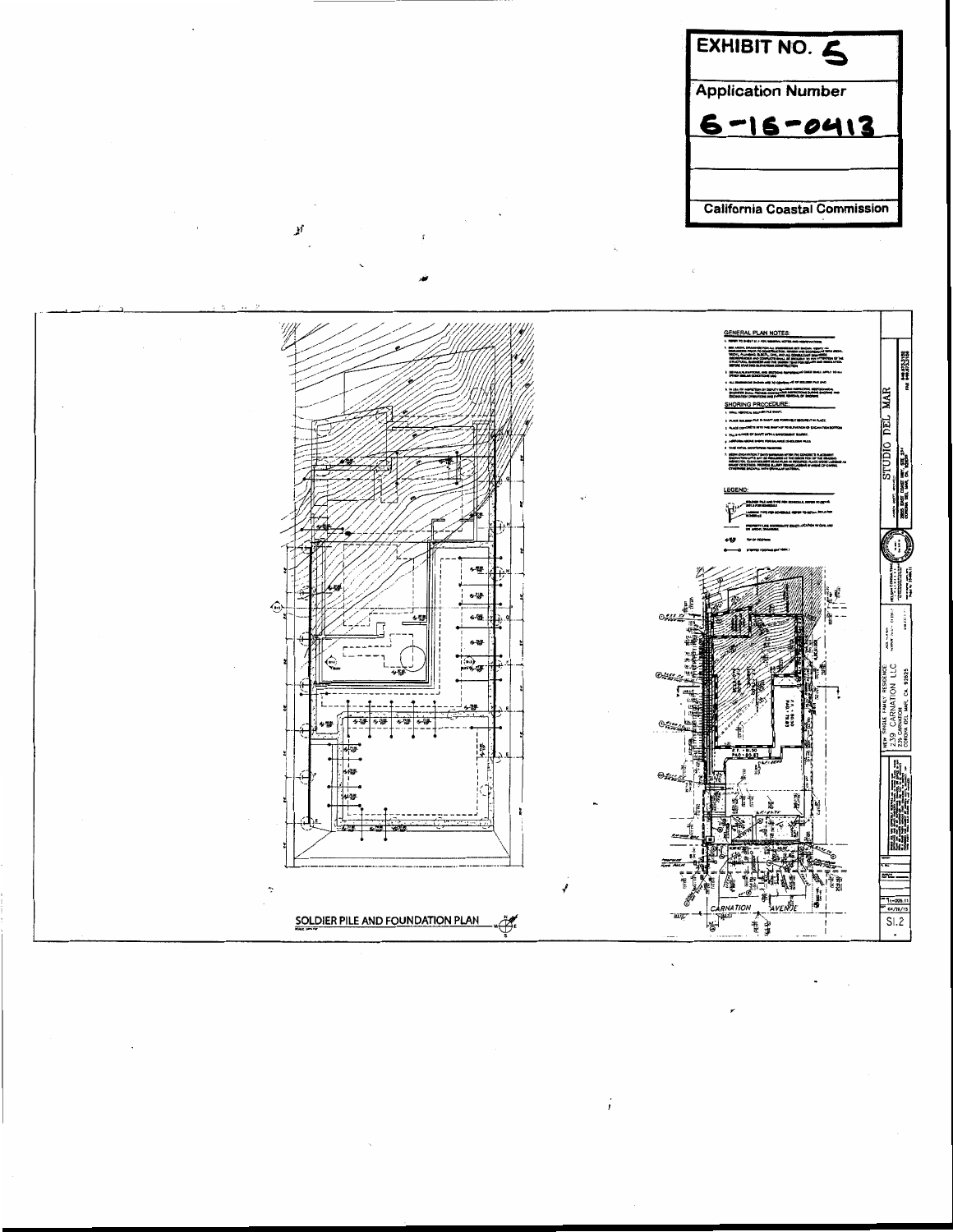**EXHIBIT NO. 5**

**Application Number**

**6-16-0413**

**California Coastal Commission**

GENERAL PLAN NOTES:

SHORING PROCEDURE:

LEGEND:

STUDIO DEL MAR

NEW SINGLE FAMILY RESIDENCE
239 CARNATION LLC
239 CARNATION
CORONA DEL MAR, CA 92625

CARNATION AVENUE

SOLDIER PILE AND FOUNDATION PLAN

SI.2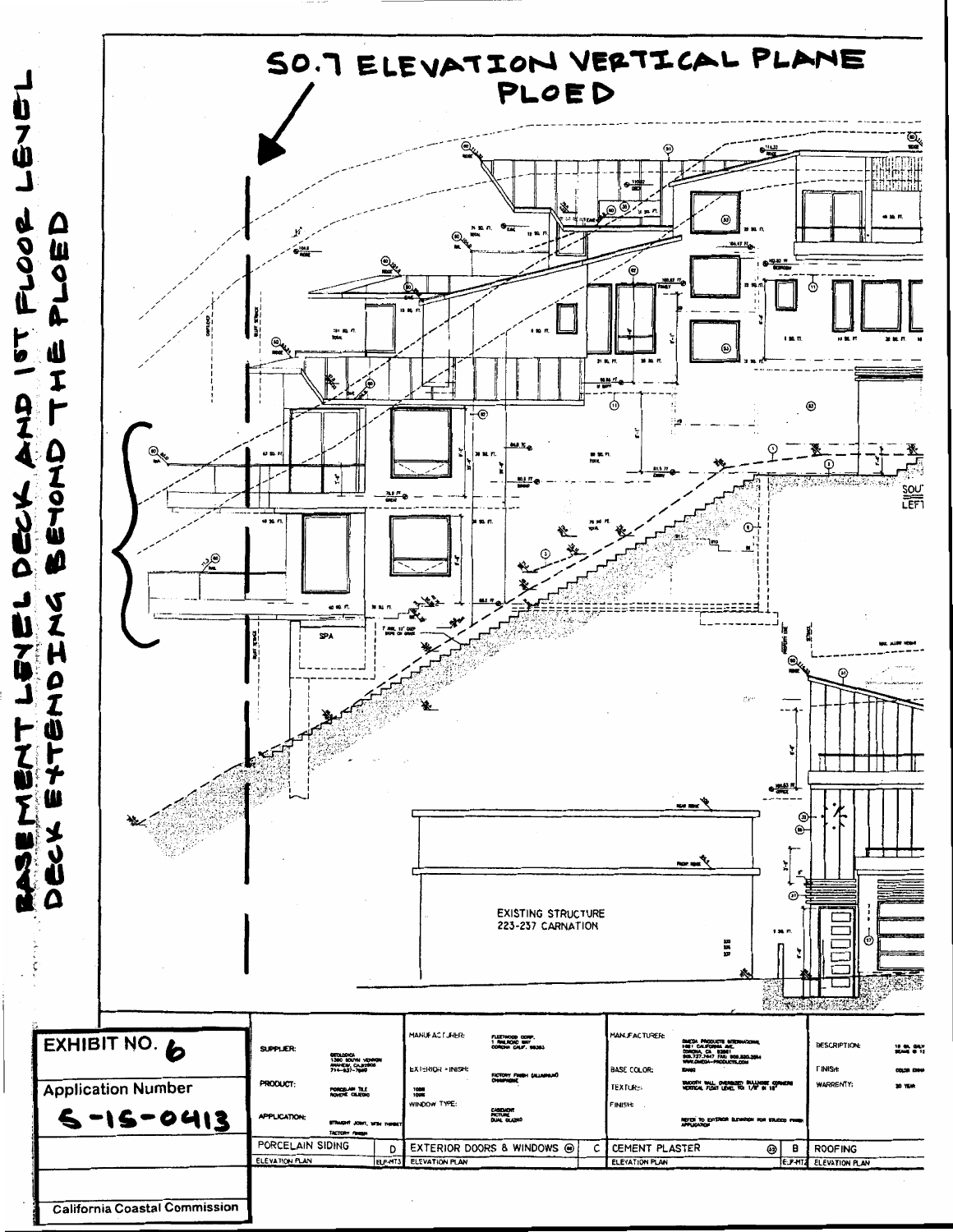# 50.7 ELEVATION VERTICAL PLANE PLOED

BASEMENT LEVEL DECK AND 1ST FLOOR LEVEL DECK EXTENDING BEYOND THE PLOED

EXISTING STRUCTURE
223-237 CARNATION

SPA

| | | | | | | | | |
|---|---|---|---|---|---|---|---|---|
| SUPPLIER: | GEOLOGICA 1380 SOUTH VERNON ANAHEIM, CA 92805 714-937-7660 | MANUFACTURER: | FLEETWOOD CORP. 1 RAILROAD WAY CORONA CALIF. 92883 | MANUFACTURER: | OMEGA PRODUCTS INTERNATIONAL 1681 CALIFORNIA AVE. CORONA, CA 92881 | | DESCRIPTION: | |
| PRODUCT: | PORCELAIN TILE | EXTERIOR FINISH: | FACTORY FINISH (ALUMINUM) CHAMPAGNE | BASE COLOR: | | | FINISH: | |
| APPLICATION: | STRAIGHT JOINT, WITH THINSET FACTORY FINISH | WINDOW TYPE: | CASEMENT PICTURE DUAL GLAZED | TEXTURE: | SMOOTH WALL, OVERSIZED BULLNOSE CORNERS | | WARRENTY: | 30 YEAR |
| | | | | FINISH: | REFER TO EXTERIOR ELEVATION FOR STUCCO FINISH APPLICATION | | | |
| PORCELAIN SIDING | D | EXTERIOR DOORS & WINDOWS | C | CEMENT PLASTER | | B | ROOFING | |
| ELEVATION PLAN | | ELEVATION PLAN | | ELEVATION PLAN | | | ELEVATION PLAN | |

EXHIBIT NO. 6

Application Number

5-15-0413

California Coastal Commission